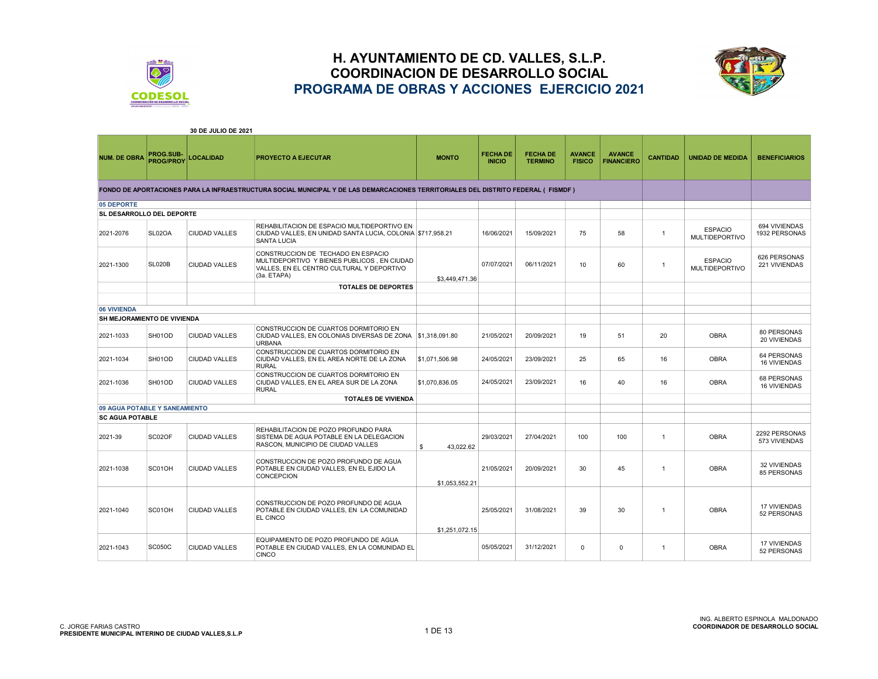# H. AYUNTAMIENTO DE CD. VALLES, S.L.P.
## COORDINACION DE DESARROLLO SOCIAL
## PROGRAMA DE OBRAS Y ACCIONES EJERCICIO 2021

**30 DE JULIO DE 2021**

| NUM. DE OBRA | PROG.SUB-PROG/PROY | LOCALIDAD | PROYECTO A EJECUTAR | MONTO | FECHA DE INICIO | FECHA DE TERMINO | AVANCE FISICO | AVANCE FINANCIERO | CANTIDAD | UNIDAD DE MEDIDA | BENEFICIARIOS |
|---|---|---|---|---|---|---|---|---|---|---|---|
| **FONDO DE APORTACIONES PARA LA INFRAESTRUCTURA SOCIAL MUNICIPAL Y DE LAS DEMARCACIONES TERRITORIALES DEL DISTRITO FEDERAL ( FISMDF )** | | | | | | | | | | | |
| **05 DEPORTE** | | | | | | | | | | | |
| **SL DESARROLLO DEL DEPORTE** | | | | | | | | | | | |
| 2021-2076 | SL02OA | CIUDAD VALLES | REHABILITACION DE ESPACIO MULTIDEPORTIVO EN CIUDAD VALLES, EN UNIDAD SANTA LUCIA, COLONIA SANTA LUCIA | $717,958.21 | 16/06/2021 | 15/09/2021 | 75 | 58 | 1 | ESPACIO MULTIDEPORTIVO | 694 VIVIENDAS 1932 PERSONAS |
| 2021-1300 | SL020B | CIUDAD VALLES | CONSTRUCCION DE TECHADO EN ESPACIO MULTIDEPORTIVO Y BIENES PUBLICOS , EN CIUDAD VALLES, EN EL CENTRO CULTURAL Y DEPORTIVO (3a. ETAPA) | $3,449,471.36 | 07/07/2021 | 06/11/2021 | 10 | 60 | 1 | ESPACIO MULTIDEPORTIVO | 626 PERSONAS 221 VIVIENDAS |
| | | | **TOTALES DE DEPORTES** | | | | | | | | |
| **06 VIVIENDA** | | | | | | | | | | | |
| **SH MEJORAMIENTO DE VIVIENDA** | | | | | | | | | | | |
| 2021-1033 | SH01OD | CIUDAD VALLES | CONSTRUCCION DE CUARTOS DORMITORIO EN CIUDAD VALLES, EN COLONIAS DIVERSAS DE ZONA URBANA | $1,318,091.80 | 21/05/2021 | 20/09/2021 | 19 | 51 | 20 | OBRA | 80 PERSONAS 20 VIVIENDAS |
| 2021-1034 | SH01OD | CIUDAD VALLES | CONSTRUCCION DE CUARTOS DORMITORIO EN CIUDAD VALLES, EN EL AREA NORTE DE LA ZONA RURAL | $1,071,506.98 | 24/05/2021 | 23/09/2021 | 25 | 65 | 16 | OBRA | 64 PERSONAS 16 VIVIENDAS |
| 2021-1036 | SH01OD | CIUDAD VALLES | CONSTRUCCION DE CUARTOS DORMITORIO EN CIUDAD VALLES, EN EL AREA SUR DE LA ZONA RURAL | $1,070,836.05 | 24/05/2021 | 23/09/2021 | 16 | 40 | 16 | OBRA | 68 PERSONAS 16 VIVIENDAS |
| | | | **TOTALES DE VIVIENDA** | | | | | | | | |
| **09 AGUA POTABLE Y SANEAMIENTO** | | | | | | | | | | | |
| **SC AGUA POTABLE** | | | | | | | | | | | |
| 2021-39 | SC02OF | CIUDAD VALLES | REHABILITACION DE POZO PROFUNDO PARA SISTEMA DE AGUA POTABLE EN LA DELEGACION RASCON, MUNICIPIO DE CIUDAD VALLES | $ 43,022.62 | 29/03/2021 | 27/04/2021 | 100 | 100 | 1 | OBRA | 2292 PERSONAS 573 VIVIENDAS |
| 2021-1038 | SC01OH | CIUDAD VALLES | CONSTRUCCION DE POZO PROFUNDO DE AGUA POTABLE EN CIUDAD VALLES, EN EL EJIDO LA CONCEPCION | $1,053,552.21 | 21/05/2021 | 20/09/2021 | 30 | 45 | 1 | OBRA | 32 VIVIENDAS 85 PERSONAS |
| 2021-1040 | SC01OH | CIUDAD VALLES | CONSTRUCCION DE POZO PROFUNDO DE AGUA POTABLE EN CIUDAD VALLES, EN LA COMUNIDAD EL CINCO | $1,251,072.15 | 25/05/2021 | 31/08/2021 | 39 | 30 | 1 | OBRA | 17 VIVIENDAS 52 PERSONAS |
| 2021-1043 | SC050C | CIUDAD VALLES | EQUIPAMIENTO DE POZO PROFUNDO DE AGUA POTABLE EN CIUDAD VALLES, EN LA COMUNIDAD EL CINCO | | 05/05/2021 | 31/12/2021 | 0 | 0 | 1 | OBRA | 17 VIVIENDAS 52 PERSONAS |

C. JORGE FARIAS CASTRO
**PRESIDENTE MUNICIPAL INTERINO DE CIUDAD VALLES,S.L.P**

ING. ALBERTO ESPINOLA MALDONADO
**COORDINADOR DE DESARROLLO SOCIAL**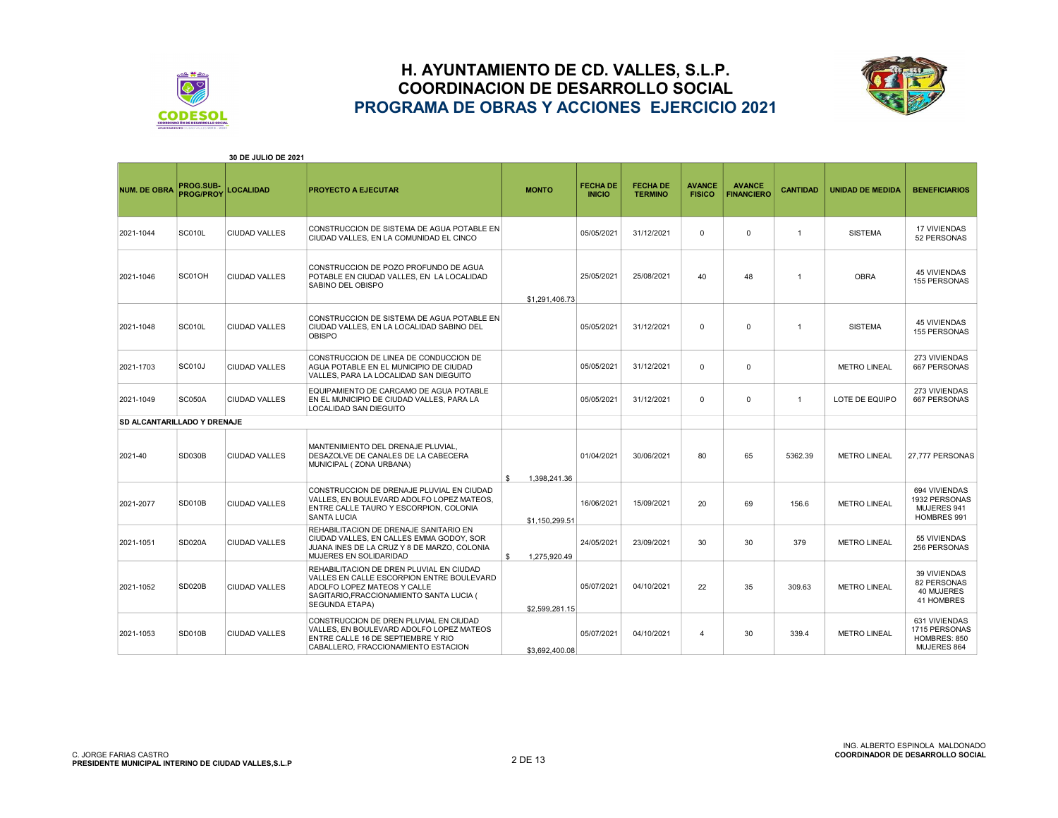# H. AYUNTAMIENTO DE CD. VALLES, S.L.P.
## COORDINACION DE DESARROLLO SOCIAL
## PROGRAMA DE OBRAS Y ACCIONES EJERCICIO 2021

**30 DE JULIO DE 2021**

| NUM. DE OBRA | PROG.SUB-PROG/PROY | LOCALIDAD | PROYECTO A EJECUTAR | MONTO | FECHA DE INICIO | FECHA DE TERMINO | AVANCE FISICO | AVANCE FINANCIERO | CANTIDAD | UNIDAD DE MEDIDA | BENEFICIARIOS |
|---|---|---|---|---|---|---|---|---|---|---|---|
| 2021-1044 | SC010L | CIUDAD VALLES | CONSTRUCCION DE SISTEMA DE AGUA POTABLE EN CIUDAD VALLES, EN LA COMUNIDAD EL CINCO | | 05/05/2021 | 31/12/2021 | 0 | 0 | 1 | SISTEMA | 17 VIVIENDAS 52 PERSONAS |
| 2021-1046 | SC01OH | CIUDAD VALLES | CONSTRUCCION DE POZO PROFUNDO DE AGUA POTABLE EN CIUDAD VALLES, EN LA LOCALIDAD SABINO DEL OBISPO | $1,291,406.73 | 25/05/2021 | 25/08/2021 | 40 | 48 | 1 | OBRA | 45 VIVIENDAS 155 PERSONAS |
| 2021-1048 | SC010L | CIUDAD VALLES | CONSTRUCCION DE SISTEMA DE AGUA POTABLE EN CIUDAD VALLES, EN LA LOCALIDAD SABINO DEL OBISPO | | 05/05/2021 | 31/12/2021 | 0 | 0 | 1 | SISTEMA | 45 VIVIENDAS 155 PERSONAS |
| 2021-1703 | SC010J | CIUDAD VALLES | CONSTRUCCION DE LINEA DE CONDUCCION DE AGUA POTABLE EN EL MUNICIPIO DE CIUDAD VALLES, PARA LA LOCALIDAD SAN DIEGUITO | | 05/05/2021 | 31/12/2021 | 0 | 0 | | METRO LINEAL | 273 VIVIENDAS 667 PERSONAS |
| 2021-1049 | SC050A | CIUDAD VALLES | EQUIPAMIENTO DE CARCAMO DE AGUA POTABLE EN EL MUNICIPIO DE CIUDAD VALLES, PARA LA LOCALIDAD SAN DIEGUITO | | 05/05/2021 | 31/12/2021 | 0 | 0 | 1 | LOTE DE EQUIPO | 273 VIVIENDAS 667 PERSONAS |
| **SD ALCANTARILLADO Y DRENAJE** | | | | | | | | | | | |
| 2021-40 | SD030B | CIUDAD VALLES | MANTENIMIENTO DEL DRENAJE PLUVIAL, DESAZOLVE DE CANALES DE LA CABECERA MUNICIPAL ( ZONA URBANA) | $ 1,398,241.36 | 01/04/2021 | 30/06/2021 | 80 | 65 | 5362.39 | METRO LINEAL | 27,777 PERSONAS |
| 2021-2077 | SD010B | CIUDAD VALLES | CONSTRUCCION DE DRENAJE PLUVIAL EN CIUDAD VALLES, EN BOULEVARD ADOLFO LOPEZ MATEOS, ENTRE CALLE TAURO Y ESCORPION, COLONIA SANTA LUCIA | $1,150,299.51 | 16/06/2021 | 15/09/2021 | 20 | 69 | 156.6 | METRO LINEAL | 694 VIVIENDAS 1932 PERSONAS MUJERES 941 HOMBRES 991 |
| 2021-1051 | SD020A | CIUDAD VALLES | REHABILITACION DE DRENAJE SANITARIO EN CIUDAD VALLES, EN CALLES EMMA GODOY, SOR JUANA INES DE LA CRUZ Y 8 DE MARZO, COLONIA MUJERES EN SOLIDARIDAD | $ 1,275,920.49 | 24/05/2021 | 23/09/2021 | 30 | 30 | 379 | METRO LINEAL | 55 VIVIENDAS 256 PERSONAS |
| 2021-1052 | SD020B | CIUDAD VALLES | REHABILITACION DE DREN PLUVIAL EN CIUDAD VALLES EN CALLE ESCORPION ENTRE BOULEVARD ADOLFO LOPEZ MATEOS Y CALLE SAGITARIO,FRACCIONAMIENTO SANTA LUCIA ( SEGUNDA ETAPA) | $2,599,281.15 | 05/07/2021 | 04/10/2021 | 22 | 35 | 309.63 | METRO LINEAL | 39 VIVIENDAS 82 PERSONAS 40 MUJERES 41 HOMBRES |
| 2021-1053 | SD010B | CIUDAD VALLES | CONSTRUCCION DE DREN PLUVIAL EN CIUDAD VALLES, EN BOULEVARD ADOLFO LOPEZ MATEOS ENTRE CALLE 16 DE SEPTIEMBRE Y RIO CABALLERO, FRACCIONAMIENTO ESTACION | $3,692,400.08 | 05/07/2021 | 04/10/2021 | 4 | 30 | 339.4 | METRO LINEAL | 631 VIVIENDAS 1715 PERSONAS HOMBRES: 850 MUJERES 864 |

C. JORGE FARIAS CASTRO
**PRESIDENTE MUNICIPAL INTERINO DE CIUDAD VALLES,S.L.P**

ING. ALBERTO ESPINOLA MALDONADO
**COORDINADOR DE DESARROLLO SOCIAL**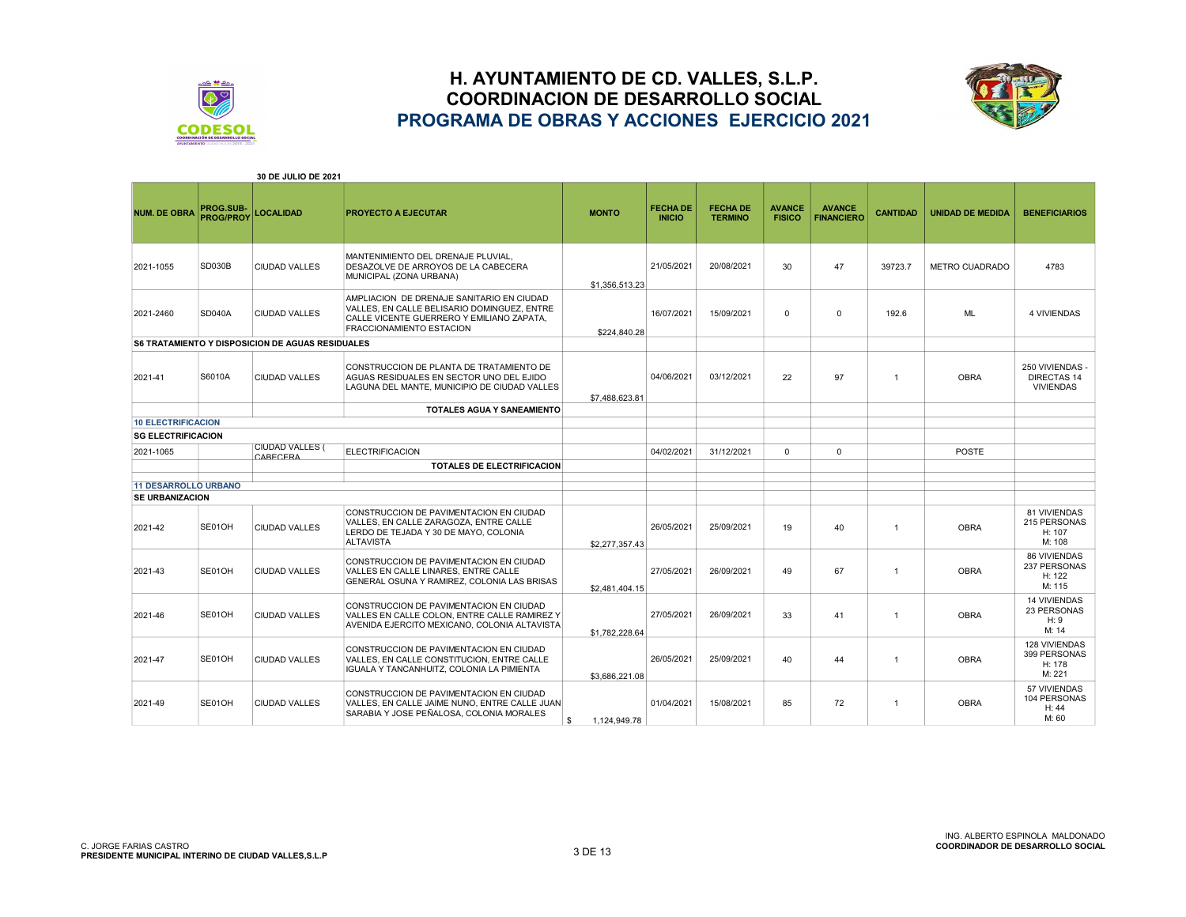# H. AYUNTAMIENTO DE CD. VALLES, S.L.P.
## COORDINACION DE DESARROLLO SOCIAL
## PROGRAMA DE OBRAS Y ACCIONES EJERCICIO 2021

**30 DE JULIO DE 2021**

| NUM. DE OBRA | PROG.SUB-PROG/PROY | LOCALIDAD | PROYECTO A EJECUTAR | MONTO | FECHA DE INICIO | FECHA DE TERMINO | AVANCE FISICO | AVANCE FINANCIERO | CANTIDAD | UNIDAD DE MEDIDA | BENEFICIARIOS |
|---|---|---|---|---|---|---|---|---|---|---|---|
| 2021-1055 | SD030B | CIUDAD VALLES | MANTENIMIENTO DEL DRENAJE PLUVIAL, DESAZOLVE DE ARROYOS DE LA CABECERA MUNICIPAL (ZONA URBANA) | $1,356,513.23 | 21/05/2021 | 20/08/2021 | 30 | 47 | 39723.7 | METRO CUADRADO | 4783 |
| 2021-2460 | SD040A | CIUDAD VALLES | AMPLIACION DE DRENAJE SANITARIO EN CIUDAD VALLES, EN CALLE BELISARIO DOMINGUEZ, ENTRE CALLE VICENTE GUERRERO Y EMILIANO ZAPATA, FRACCIONAMIENTO ESTACION | $224,840.28 | 16/07/2021 | 15/09/2021 | 0 | 0 | 192.6 | ML | 4 VIVIENDAS |
| **S6 TRATAMIENTO Y DISPOSICION DE AGUAS RESIDUALES** | | | | | | | | | | | |
| 2021-41 | S6010A | CIUDAD VALLES | CONSTRUCCION DE PLANTA DE TRATAMIENTO DE AGUAS RESIDUALES EN SECTOR UNO DEL EJIDO LAGUNA DEL MANTE, MUNICIPIO DE CIUDAD VALLES | $7,488,623.81 | 04/06/2021 | 03/12/2021 | 22 | 97 | 1 | OBRA | 250 VIVIENDAS - DIRECTAS 14 VIVIENDAS |
| | | | **TOTALES AGUA Y SANEAMIENTO** | | | | | | | | |
| **10 ELECTRIFICACION** | | | | | | | | | | | |
| **SG ELECTRIFICACION** | | | | | | | | | | | |
| 2021-1065 | | CIUDAD VALLES ( CABECERA | ELECTRIFICACION | | 04/02/2021 | 31/12/2021 | 0 | 0 | | POSTE | |
| | | | **TOTALES DE ELECTRIFICACION** | | | | | | | | |
| **11 DESARROLLO URBANO** | | | | | | | | | | | |
| **SE URBANIZACION** | | | | | | | | | | | |
| 2021-42 | SE01OH | CIUDAD VALLES | CONSTRUCCION DE PAVIMENTACION EN CIUDAD VALLES, EN CALLE ZARAGOZA, ENTRE CALLE LERDO DE TEJADA Y 30 DE MAYO, COLONIA ALTAVISTA | $2,277,357.43 | 26/05/2021 | 25/09/2021 | 19 | 40 | 1 | OBRA | 81 VIVIENDAS 215 PERSONAS H: 107 M: 108 |
| 2021-43 | SE01OH | CIUDAD VALLES | CONSTRUCCION DE PAVIMENTACION EN CIUDAD VALLES EN CALLE LINARES, ENTRE CALLE GENERAL OSUNA Y RAMIREZ, COLONIA LAS BRISAS | $2,481,404.15 | 27/05/2021 | 26/09/2021 | 49 | 67 | 1 | OBRA | 86 VIVIENDAS 237 PERSONAS H: 122 M: 115 |
| 2021-46 | SE01OH | CIUDAD VALLES | CONSTRUCCION DE PAVIMENTACION EN CIUDAD VALLES EN CALLE COLON, ENTRE CALLE RAMIREZ Y AVENIDA EJERCITO MEXICANO, COLONIA ALTAVISTA | $1,782,228.64 | 27/05/2021 | 26/09/2021 | 33 | 41 | 1 | OBRA | 14 VIVIENDAS 23 PERSONAS H: 9 M: 14 |
| 2021-47 | SE01OH | CIUDAD VALLES | CONSTRUCCION DE PAVIMENTACION EN CIUDAD VALLES, EN CALLE CONSTITUCION, ENTRE CALLE IGUALA Y TANCANHUITZ, COLONIA LA PIMIENTA | $3,686,221.08 | 26/05/2021 | 25/09/2021 | 40 | 44 | 1 | OBRA | 128 VIVIENDAS 399 PERSONAS H: 178 M: 221 |
| 2021-49 | SE01OH | CIUDAD VALLES | CONSTRUCCION DE PAVIMENTACION EN CIUDAD VALLES, EN CALLE JAIME NUNO, ENTRE CALLE JUAN SARABIA Y JOSE PEÑALOSA, COLONIA MORALES | $ 1,124,949.78 | 01/04/2021 | 15/08/2021 | 85 | 72 | 1 | OBRA | 57 VIVIENDAS 104 PERSONAS H: 44 M: 60 |

C. JORGE FARIAS CASTRO
**PRESIDENTE MUNICIPAL INTERINO DE CIUDAD VALLES,S.L.P**

ING. ALBERTO ESPINOLA MALDONADO
**COORDINADOR DE DESARROLLO SOCIAL**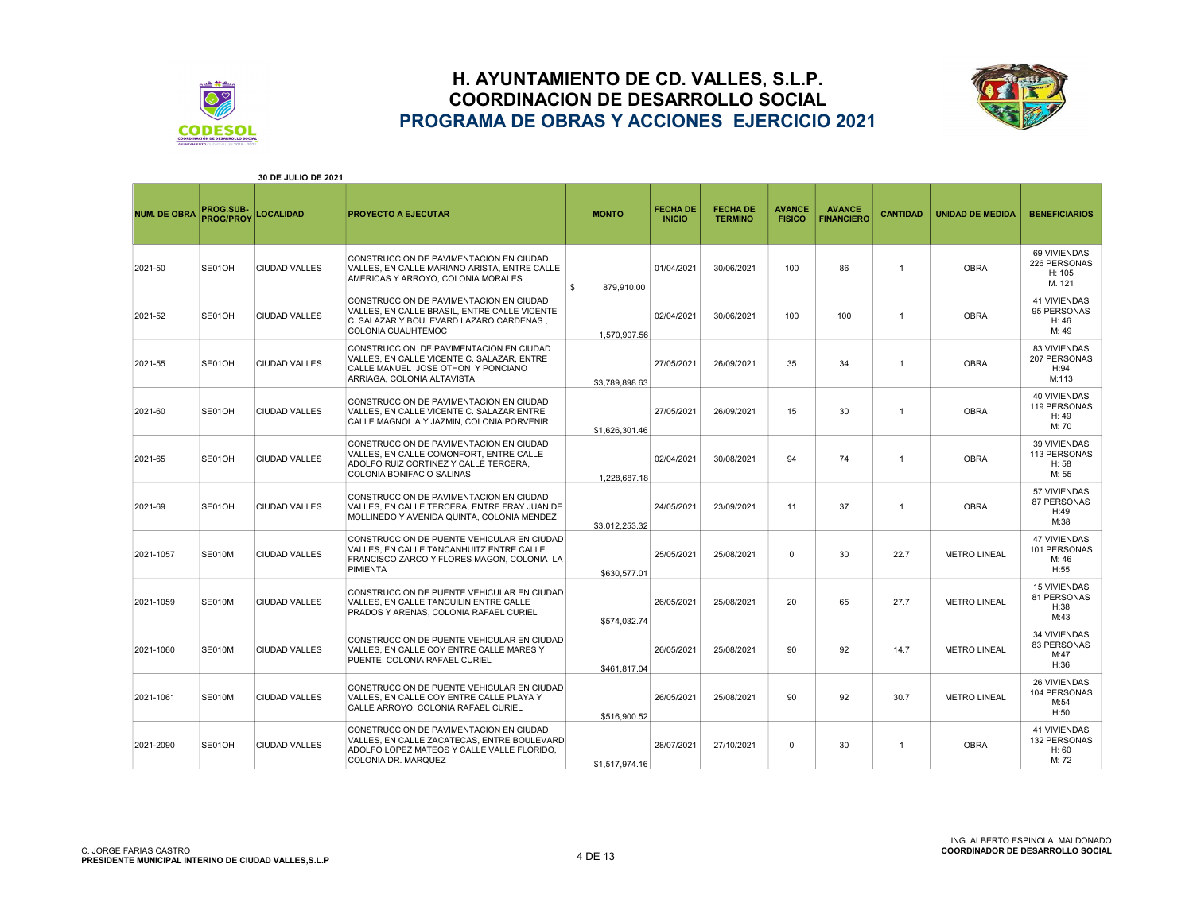# H. AYUNTAMIENTO DE CD. VALLES, S.L.P.
## COORDINACION DE DESARROLLO SOCIAL
## PROGRAMA DE OBRAS Y ACCIONES EJERCICIO 2021

**30 DE JULIO DE 2021**

| NUM. DE OBRA | PROG.SUB-PROG/PROY | LOCALIDAD | PROYECTO A EJECUTAR | MONTO | FECHA DE INICIO | FECHA DE TERMINO | AVANCE FISICO | AVANCE FINANCIERO | CANTIDAD | UNIDAD DE MEDIDA | BENEFICIARIOS |
|---|---|---|---|---|---|---|---|---|---|---|---|
| 2021-50 | SE01OH | CIUDAD VALLES | CONSTRUCCION DE PAVIMENTACION EN CIUDAD VALLES, EN CALLE MARIANO ARISTA, ENTRE CALLE AMERICAS Y ARROYO, COLONIA MORALES | $ 879,910.00 | 01/04/2021 | 30/06/2021 | 100 | 86 | 1 | OBRA | 69 VIVIENDAS 226 PERSONAS H: 105 M. 121 |
| 2021-52 | SE01OH | CIUDAD VALLES | CONSTRUCCION DE PAVIMENTACION EN CIUDAD VALLES, EN CALLE BRASIL, ENTRE CALLE VICENTE C. SALAZAR Y BOULEVARD LAZARO CARDENAS , COLONIA CUAUHTEMOC | 1,570,907.56 | 02/04/2021 | 30/06/2021 | 100 | 100 | 1 | OBRA | 41 VIVIENDAS 95 PERSONAS H: 46 M: 49 |
| 2021-55 | SE01OH | CIUDAD VALLES | CONSTRUCCION DE PAVIMENTACION EN CIUDAD VALLES, EN CALLE VICENTE C. SALAZAR, ENTRE CALLE MANUEL JOSE OTHON Y PONCIANO ARRIAGA, COLONIA ALTAVISTA | $3,789,898.63 | 27/05/2021 | 26/09/2021 | 35 | 34 | 1 | OBRA | 83 VIVIENDAS 207 PERSONAS H:94 M:113 |
| 2021-60 | SE01OH | CIUDAD VALLES | CONSTRUCCION DE PAVIMENTACION EN CIUDAD VALLES, EN CALLE VICENTE C. SALAZAR ENTRE CALLE MAGNOLIA Y JAZMIN, COLONIA PORVENIR | $1,626,301.46 | 27/05/2021 | 26/09/2021 | 15 | 30 | 1 | OBRA | 40 VIVIENDAS 119 PERSONAS H: 49 M: 70 |
| 2021-65 | SE01OH | CIUDAD VALLES | CONSTRUCCION DE PAVIMENTACION EN CIUDAD VALLES, EN CALLE COMONFORT, ENTRE CALLE ADOLFO RUIZ CORTINEZ Y CALLE TERCERA, COLONIA BONIFACIO SALINAS | 1,228,687.18 | 02/04/2021 | 30/08/2021 | 94 | 74 | 1 | OBRA | 39 VIVIENDAS 113 PERSONAS H: 58 M: 55 |
| 2021-69 | SE01OH | CIUDAD VALLES | CONSTRUCCION DE PAVIMENTACION EN CIUDAD VALLES, EN CALLE TERCERA, ENTRE FRAY JUAN DE MOLLINEDO Y AVENIDA QUINTA, COLONIA MENDEZ | $3,012,253.32 | 24/05/2021 | 23/09/2021 | 11 | 37 | 1 | OBRA | 57 VIVIENDAS 87 PERSONAS H:49 M:38 |
| 2021-1057 | SE010M | CIUDAD VALLES | CONSTRUCCION DE PUENTE VEHICULAR EN CIUDAD VALLES, EN CALLE TANCANHUITZ ENTRE CALLE FRANCISCO ZARCO Y FLORES MAGON, COLONIA LA PIMIENTA | $630,577.01 | 25/05/2021 | 25/08/2021 | 0 | 30 | 22.7 | METRO LINEAL | 47 VIVIENDAS 101 PERSONAS M: 46 H:55 |
| 2021-1059 | SE010M | CIUDAD VALLES | CONSTRUCCION DE PUENTE VEHICULAR EN CIUDAD VALLES, EN CALLE TANCUILIN ENTRE CALLE PRADOS Y ARENAS, COLONIA RAFAEL CURIEL | $574,032.74 | 26/05/2021 | 25/08/2021 | 20 | 65 | 27.7 | METRO LINEAL | 15 VIVIENDAS 81 PERSONAS H:38 M:43 |
| 2021-1060 | SE010M | CIUDAD VALLES | CONSTRUCCION DE PUENTE VEHICULAR EN CIUDAD VALLES, EN CALLE COY ENTRE CALLE MARES Y PUENTE, COLONIA RAFAEL CURIEL | $461,817.04 | 26/05/2021 | 25/08/2021 | 90 | 92 | 14.7 | METRO LINEAL | 34 VIVIENDAS 83 PERSONAS M:47 H:36 |
| 2021-1061 | SE010M | CIUDAD VALLES | CONSTRUCCION DE PUENTE VEHICULAR EN CIUDAD VALLES, EN CALLE COY ENTRE CALLE PLAYA Y CALLE ARROYO, COLONIA RAFAEL CURIEL | $516,900.52 | 26/05/2021 | 25/08/2021 | 90 | 92 | 30.7 | METRO LINEAL | 26 VIVIENDAS 104 PERSONAS M:54 H:50 |
| 2021-2090 | SE01OH | CIUDAD VALLES | CONSTRUCCION DE PAVIMENTACION EN CIUDAD VALLES, EN CALLE ZACATECAS, ENTRE BOULEVARD ADOLFO LOPEZ MATEOS Y CALLE VALLE FLORIDO, COLONIA DR. MARQUEZ | $1,517,974.16 | 28/07/2021 | 27/10/2021 | 0 | 30 | 1 | OBRA | 41 VIVIENDAS 132 PERSONAS H: 60 M: 72 |

C. JORGE FARIAS CASTRO
**PRESIDENTE MUNICIPAL INTERINO DE CIUDAD VALLES,S.L.P**

ING. ALBERTO ESPINOLA MALDONADO
**COORDINADOR DE DESARROLLO SOCIAL**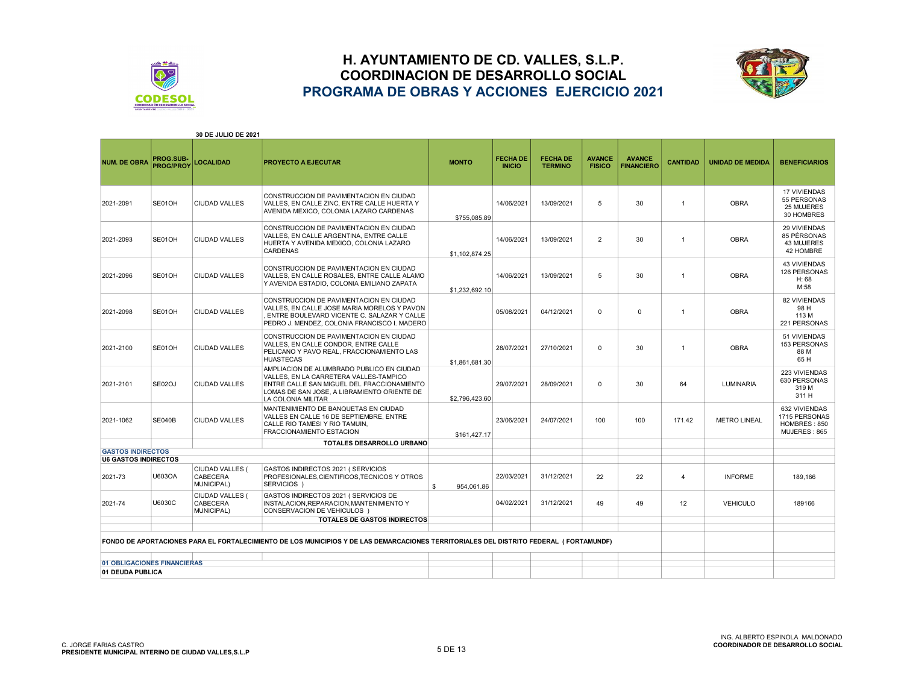# H. AYUNTAMIENTO DE CD. VALLES, S.L.P.
## COORDINACION DE DESARROLLO SOCIAL
## PROGRAMA DE OBRAS Y ACCIONES EJERCICIO 2021

**30 DE JULIO DE 2021**

| NUM. DE OBRA | PROG.SUB-PROG/PROY | LOCALIDAD | PROYECTO A EJECUTAR | MONTO | FECHA DE INICIO | FECHA DE TERMINO | AVANCE FISICO | AVANCE FINANCIERO | CANTIDAD | UNIDAD DE MEDIDA | BENEFICIARIOS |
|---|---|---|---|---|---|---|---|---|---|---|---|
| 2021-2091 | SE01OH | CIUDAD VALLES | CONSTRUCCION DE PAVIMENTACION EN CIUDAD VALLES, EN CALLE ZINC, ENTRE CALLE HUERTA Y AVENIDA MEXICO, COLONIA LAZARO CARDENAS | $755,085.89 | 14/06/2021 | 13/09/2021 | 5 | 30 | 1 | OBRA | 17 VIVIENDAS 55 PERSONAS 25 MUJERES 30 HOMBRES |
| 2021-2093 | SE01OH | CIUDAD VALLES | CONSTRUCCION DE PAVIMENTACION EN CIUDAD VALLES, EN CALLE ARGENTINA, ENTRE CALLE HUERTA Y AVENIDA MEXICO, COLONIA LAZARO CARDENAS | $1,102,874.25 | 14/06/2021 | 13/09/2021 | 2 | 30 | 1 | OBRA | 29 VIVIENDAS 85 PÉRSONAS 43 MUJERES 42 HOMBRE |
| 2021-2096 | SE01OH | CIUDAD VALLES | CONSTRUCCION DE PAVIMENTACION EN CIUDAD VALLES, EN CALLE ROSALES, ENTRE CALLE ALAMO Y AVENIDA ESTADIO, COLONIA EMILIANO ZAPATA | $1,232,692.10 | 14/06/2021 | 13/09/2021 | 5 | 30 | 1 | OBRA | 43 VIVIENDAS 126 PERSONAS H: 68 M:58 |
| 2021-2098 | SE01OH | CIUDAD VALLES | CONSTRUCCION DE PAVIMENTACION EN CIUDAD VALLES, EN CALLE JOSE MARIA MORELOS Y PAVON , ENTRE BOULEVARD VICENTE C. SALAZAR Y CALLE PEDRO J. MENDEZ, COLONIA FRANCISCO I. MADERO | | 05/08/2021 | 04/12/2021 | 0 | 0 | 1 | OBRA | 82 VIVIENDAS 98 H 113 M 221 PERSONAS |
| 2021-2100 | SE01OH | CIUDAD VALLES | CONSTRUCCION DE PAVIMENTACION EN CIUDAD VALLES, EN CALLE CONDOR, ENTRE CALLE PELICANO Y PAVO REAL, FRACCIONAMIENTO LAS HUASTECAS | $1,861,681.30 | 28/07/2021 | 27/10/2021 | 0 | 30 | 1 | OBRA | 51 VIVIENDAS 153 PERSONAS 88 M 65 H |
| 2021-2101 | SE02OJ | CIUDAD VALLES | AMPLIACION DE ALUMBRADO PUBLICO EN CIUDAD VALLES, EN LA CARRETERA VALLES-TAMPICO ENTRE CALLE SAN MIGUEL DEL FRACCIONAMIENTO LOMAS DE SAN JOSE, A LIBRAMIENTO ORIENTE DE LA COLONIA MILITAR | $2,796,423.60 | 29/07/2021 | 28/09/2021 | 0 | 30 | 64 | LUMINARIA | 223 VIVIENDAS 630 PERSONAS 319 M 311 H |
| 2021-1062 | SE040B | CIUDAD VALLES | MANTENIMIENTO DE BANQUETAS EN CIUDAD VALLES EN CALLE 16 DE SEPTIEMBRE, ENTRE CALLE RIO TAMESI Y RIO TAMUIN, FRACCIONAMIENTO ESTACION | $161,427.17 | 23/06/2021 | 24/07/2021 | 100 | 100 | 171.42 | METRO LINEAL | 632 VIVIENDAS 1715 PERSONAS HOMBRES : 850 MUJERES : 865 |
| | | | **TOTALES DESARROLLO URBANO** | | | | | | | | |
| **GASTOS INDIRECTOS** | | | | | | | | | | | |
| **U6 GASTOS INDIRECTOS** | | | | | | | | | | | |
| 2021-73 | U603OA | CIUDAD VALLES ( CABECERA MUNICIPAL) | GASTOS INDIRECTOS 2021 ( SERVICIOS PROFESIONALES,CIENTIFICOS,TECNICOS Y OTROS SERVICIOS ) | $ 954,061.86 | 22/03/2021 | 31/12/2021 | 22 | 22 | 4 | INFORME | 189,166 |
| 2021-74 | U6030C | CIUDAD VALLES ( CABECERA MUNICIPAL) | GASTOS INDIRECTOS 2021 ( SERVICIOS DE INSTALACION,REPARACION,MANTENIMIENTO Y CONSERVACION DE VEHICULOS ) | | 04/02/2021 | 31/12/2021 | 49 | 49 | 12 | VEHICULO | 189166 |
| | | | **TOTALES DE GASTOS INDIRECTOS** | | | | | | | | |
| **FONDO DE APORTACIONES PARA EL FORTALECIMIENTO DE LOS MUNICIPIOS Y DE LAS DEMARCACIONES TERRITORIALES DEL DISTRITO FEDERAL ( FORTAMUNDF)** | | | | | | | | | | | |
| **01 OBLIGACIONES FINANCIERAS** | | | | | | | | | | | |
| **01 DEUDA PUBLICA** | | | | | | | | | | | |

C. JORGE FARIAS CASTRO
**PRESIDENTE MUNICIPAL INTERINO DE CIUDAD VALLES,S.L.P**

ING. ALBERTO ESPINOLA MALDONADO
**COORDINADOR DE DESARROLLO SOCIAL**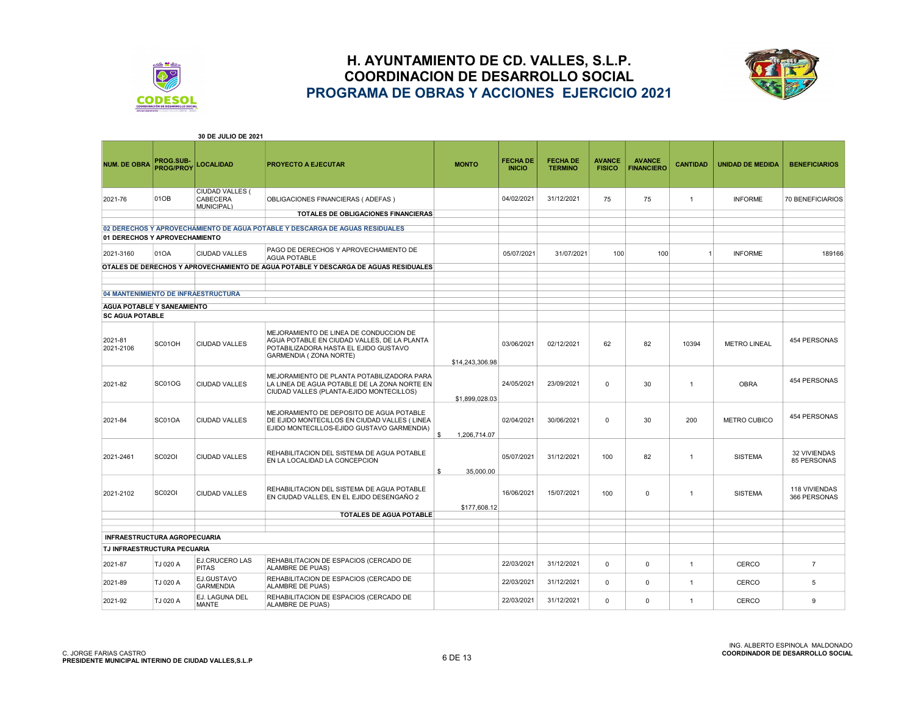# H. AYUNTAMIENTO DE CD. VALLES, S.L.P.
## COORDINACION DE DESARROLLO SOCIAL
## PROGRAMA DE OBRAS Y ACCIONES EJERCICIO 2021

**30 DE JULIO DE 2021**

| NUM. DE OBRA | PROG.SUB-PROG/PROY | LOCALIDAD | PROYECTO A EJECUTAR | MONTO | FECHA DE INICIO | FECHA DE TERMINO | AVANCE FISICO | AVANCE FINANCIERO | CANTIDAD | UNIDAD DE MEDIDA | BENEFICIARIOS |
|---|---|---|---|---|---|---|---|---|---|---|---|
| 2021-76 | 01OB | CIUDAD VALLES ( CABECERA MUNICIPAL) | OBLIGACIONES FINANCIERAS ( ADEFAS ) | | 04/02/2021 | 31/12/2021 | 75 | 75 | 1 | INFORME | 70 BENEFICIARIOS |
| | | | **TOTALES DE OBLIGACIONES FINANCIERAS** | | | | | | | | |
| **02 DERECHOS Y APROVECHAMIENTO DE AGUA POTABLE Y DESCARGA DE AGUAS RESIDUALES** | | | | | | | | | | | |
| **01 DERECHOS Y APROVECHAMIENTO** | | | | | | | | | | | |
| 2021-3160 | 01OA | CIUDAD VALLES | PAGO DE DERECHOS Y APROVECHAMIENTO DE AGUA POTABLE | | 05/07/2021 | 31/07/2021 | 100 | 100 | 1 | INFORME | 189166 |
| **OTALES DE DERECHOS Y APROVECHAMIENTO DE AGUA POTABLE Y DESCARGA DE AGUAS RESIDUALES** | | | | | | | | | | | |
| **04 MANTENIMIENTO DE INFRAESTRUCTURA** | | | | | | | | | | | |
| **AGUA POTABLE Y SANEAMIENTO** | | | | | | | | | | | |
| **SC AGUA POTABLE** | | | | | | | | | | | |
| 2021-81 2021-2106 | SC01OH | CIUDAD VALLES | MEJORAMIENTO DE LINEA DE CONDUCCION DE AGUA POTABLE EN CIUDAD VALLES, DE LA PLANTA POTABILIZADORA HASTA EL EJIDO GUSTAVO GARMENDIA ( ZONA NORTE) | $14,243,306.98 | 03/06/2021 | 02/12/2021 | 62 | 82 | 10394 | METRO LINEAL | 454 PERSONAS |
| 2021-82 | SC01OG | CIUDAD VALLES | MEJORAMIENTO DE PLANTA POTABILIZADORA PARA LA LINEA DE AGUA POTABLE DE LA ZONA NORTE EN CIUDAD VALLES (PLANTA-EJIDO MONTECILLOS) | $1,899,028.03 | 24/05/2021 | 23/09/2021 | 0 | 30 | 1 | OBRA | 454 PERSONAS |
| 2021-84 | SC01OA | CIUDAD VALLES | MEJORAMIENTO DE DEPOSITO DE AGUA POTABLE DE EJIDO MONTECILLOS EN CIUDAD VALLES ( LINEA EJIDO MONTECILLOS-EJIDO GUSTAVO GARMENDIA) | $ 1,206,714.07 | 02/04/2021 | 30/06/2021 | 0 | 30 | 200 | METRO CUBICO | 454 PERSONAS |
| 2021-2461 | SC02OI | CIUDAD VALLES | REHABILITACION DEL SISTEMA DE AGUA POTABLE EN LA LOCALIDAD LA CONCEPCION | $ 35,000.00 | 05/07/2021 | 31/12/2021 | 100 | 82 | 1 | SISTEMA | 32 VIVIENDAS 85 PERSONAS |
| 2021-2102 | SC02OI | CIUDAD VALLES | REHABILITACION DEL SISTEMA DE AGUA POTABLE EN CIUDAD VALLES, EN EL EJIDO DESENGAÑO 2 | $177,608.12 | 16/06/2021 | 15/07/2021 | 100 | 0 | 1 | SISTEMA | 118 VIVIENDAS 366 PERSONAS |
| | | | **TOTALES DE AGUA POTABLE** | | | | | | | | |
| **INFRAESTRUCTURA AGROPECUARIA** | | | | | | | | | | | |
| **TJ INFRAESTRUCTURA PECUARIA** | | | | | | | | | | | |
| 2021-87 | TJ 020 A | EJ.CRUCERO LAS PITAS | REHABILITACION DE ESPACIOS (CERCADO DE ALAMBRE DE PUAS) | | 22/03/2021 | 31/12/2021 | 0 | 0 | 1 | CERCO | 7 |
| 2021-89 | TJ 020 A | EJ.GUSTAVO GARMENDIA | REHABILITACION DE ESPACIOS (CERCADO DE ALAMBRE DE PUAS) | | 22/03/2021 | 31/12/2021 | 0 | 0 | 1 | CERCO | 5 |
| 2021-92 | TJ 020 A | EJ. LAGUNA DEL MANTE | REHABILITACION DE ESPACIOS (CERCADO DE ALAMBRE DE PUAS) | | 22/03/2021 | 31/12/2021 | 0 | 0 | 1 | CERCO | 9 |

C. JORGE FARIAS CASTRO
**PRESIDENTE MUNICIPAL INTERINO DE CIUDAD VALLES,S.L.P**

ING. ALBERTO ESPINOLA MALDONADO
**COORDINADOR DE DESARROLLO SOCIAL**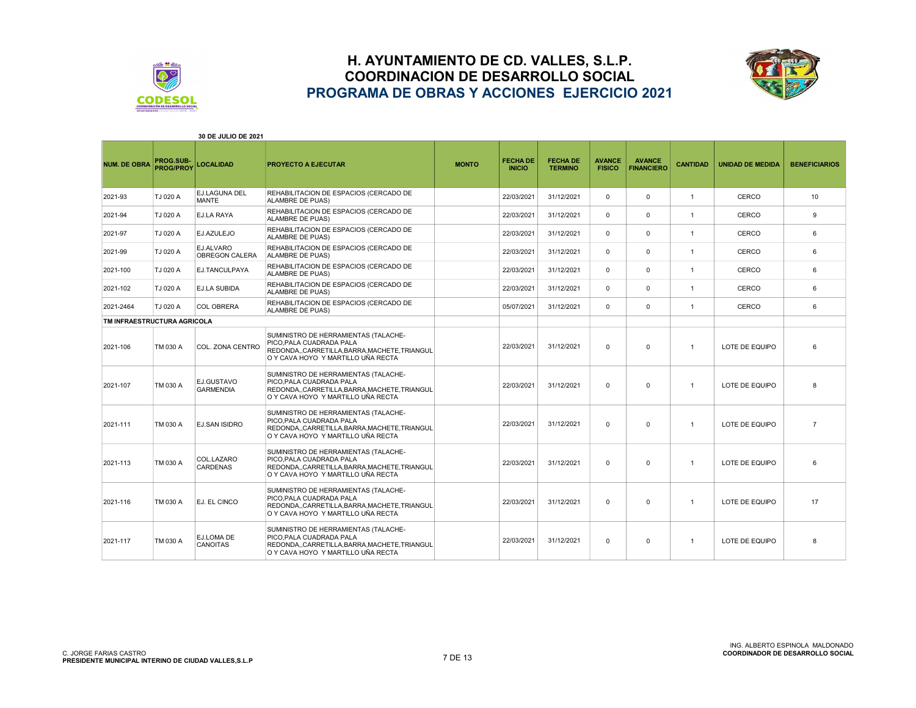# H. AYUNTAMIENTO DE CD. VALLES, S.L.P.
## COORDINACION DE DESARROLLO SOCIAL
## PROGRAMA DE OBRAS Y ACCIONES EJERCICIO 2021

**30 DE JULIO DE 2021**

| NUM. DE OBRA | PROG.SUB-PROG/PROY | LOCALIDAD | PROYECTO A EJECUTAR | MONTO | FECHA DE INICIO | FECHA DE TERMINO | AVANCE FISICO | AVANCE FINANCIERO | CANTIDAD | UNIDAD DE MEDIDA | BENEFICIARIOS |
|---|---|---|---|---|---|---|---|---|---|---|---|
| 2021-93 | TJ 020 A | EJ.LAGUNA DEL MANTE | REHABILITACION DE ESPACIOS (CERCADO DE ALAMBRE DE PUAS) | | 22/03/2021 | 31/12/2021 | 0 | 0 | 1 | CERCO | 10 |
| 2021-94 | TJ 020 A | EJ.LA RAYA | REHABILITACION DE ESPACIOS (CERCADO DE ALAMBRE DE PUAS) | | 22/03/2021 | 31/12/2021 | 0 | 0 | 1 | CERCO | 9 |
| 2021-97 | TJ 020 A | EJ.AZULEJO | REHABILITACION DE ESPACIOS (CERCADO DE ALAMBRE DE PUAS) | | 22/03/2021 | 31/12/2021 | 0 | 0 | 1 | CERCO | 6 |
| 2021-99 | TJ 020 A | EJ.ALVARO OBREGON CALERA | REHABILITACION DE ESPACIOS (CERCADO DE ALAMBRE DE PUAS) | | 22/03/2021 | 31/12/2021 | 0 | 0 | 1 | CERCO | 6 |
| 2021-100 | TJ 020 A | EJ.TANCULPAYA | REHABILITACION DE ESPACIOS (CERCADO DE ALAMBRE DE PUAS) | | 22/03/2021 | 31/12/2021 | 0 | 0 | 1 | CERCO | 6 |
| 2021-102 | TJ 020 A | EJ.LA SUBIDA | REHABILITACION DE ESPACIOS (CERCADO DE ALAMBRE DE PUAS) | | 22/03/2021 | 31/12/2021 | 0 | 0 | 1 | CERCO | 6 |
| 2021-2464 | TJ 020 A | COL OBRERA | REHABILITACION DE ESPACIOS (CERCADO DE ALAMBRE DE PUAS) | | 05/07/2021 | 31/12/2021 | 0 | 0 | 1 | CERCO | 6 |
| **TM INFRAESTRUCTURA AGRICOLA** | | | | | | | | | | | |
| 2021-106 | TM 030 A | COL. ZONA CENTRO | SUMINISTRO DE HERRAMIENTAS (TALACHE-PICO,PALA CUADRADA PALA REDONDA,,CARRETILLA,BARRA,MACHETE,TRIANGULO Y CAVA HOYO Y MARTILLO UÑA RECTA | | 22/03/2021 | 31/12/2021 | 0 | 0 | 1 | LOTE DE EQUIPO | 6 |
| 2021-107 | TM 030 A | EJ.GUSTAVO GARMENDIA | SUMINISTRO DE HERRAMIENTAS (TALACHE-PICO,PALA CUADRADA PALA REDONDA,,CARRETILLA,BARRA,MACHETE,TRIANGULO Y CAVA HOYO Y MARTILLO UÑA RECTA | | 22/03/2021 | 31/12/2021 | 0 | 0 | 1 | LOTE DE EQUIPO | 8 |
| 2021-111 | TM 030 A | EJ.SAN ISIDRO | SUMINISTRO DE HERRAMIENTAS (TALACHE-PICO,PALA CUADRADA PALA REDONDA,,CARRETILLA,BARRA,MACHETE,TRIANGULO Y CAVA HOYO Y MARTILLO UÑA RECTA | | 22/03/2021 | 31/12/2021 | 0 | 0 | 1 | LOTE DE EQUIPO | 7 |
| 2021-113 | TM 030 A | COL.LAZARO CARDENAS | SUMINISTRO DE HERRAMIENTAS (TALACHE-PICO,PALA CUADRADA PALA REDONDA,,CARRETILLA,BARRA,MACHETE,TRIANGULO Y CAVA HOYO Y MARTILLO UÑA RECTA | | 22/03/2021 | 31/12/2021 | 0 | 0 | 1 | LOTE DE EQUIPO | 6 |
| 2021-116 | TM 030 A | EJ. EL CINCO | SUMINISTRO DE HERRAMIENTAS (TALACHE-PICO,PALA CUADRADA PALA REDONDA,,CARRETILLA,BARRA,MACHETE,TRIANGULO Y CAVA HOYO Y MARTILLO UÑA RECTA | | 22/03/2021 | 31/12/2021 | 0 | 0 | 1 | LOTE DE EQUIPO | 17 |
| 2021-117 | TM 030 A | EJ.LOMA DE CANOITAS | SUMINISTRO DE HERRAMIENTAS (TALACHE-PICO,PALA CUADRADA PALA REDONDA,,CARRETILLA,BARRA,MACHETE,TRIANGULO Y CAVA HOYO Y MARTILLO UÑA RECTA | | 22/03/2021 | 31/12/2021 | 0 | 0 | 1 | LOTE DE EQUIPO | 8 |

C. JORGE FARIAS CASTRO
**PRESIDENTE MUNICIPAL INTERINO DE CIUDAD VALLES,S.L.P**

ING. ALBERTO ESPINOLA MALDONADO
**COORDINADOR DE DESARROLLO SOCIAL**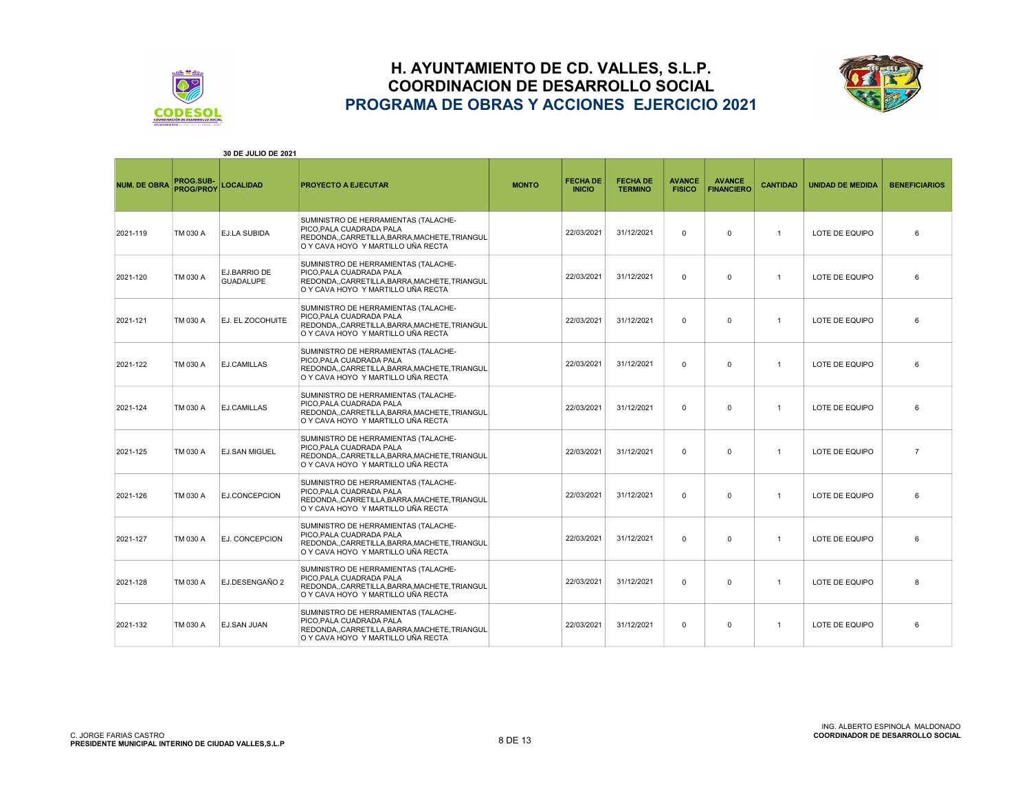# H. AYUNTAMIENTO DE CD. VALLES, S.L.P.
## COORDINACION DE DESARROLLO SOCIAL
## PROGRAMA DE OBRAS Y ACCIONES EJERCICIO 2021

**30 DE JULIO DE 2021**

| NUM. DE OBRA | PROG.SUB-PROG/PROY | LOCALIDAD | PROYECTO A EJECUTAR | MONTO | FECHA DE INICIO | FECHA DE TERMINO | AVANCE FISICO | AVANCE FINANCIERO | CANTIDAD | UNIDAD DE MEDIDA | BENEFICIARIOS |
|---|---|---|---|---|---|---|---|---|---|---|---|
| 2021-119 | TM 030 A | EJ.LA SUBIDA | SUMINISTRO DE HERRAMIENTAS (TALACHE-PICO,PALA CUADRADA PALA REDONDA,,CARRETILLA,BARRA,MACHETE,TRIANGULO Y CAVA HOYO Y MARTILLO UÑA RECTA | | 22/03/2021 | 31/12/2021 | 0 | 0 | 1 | LOTE DE EQUIPO | 6 |
| 2021-120 | TM 030 A | EJ.BARRIO DE GUADALUPE | SUMINISTRO DE HERRAMIENTAS (TALACHE-PICO,PALA CUADRADA PALA REDONDA,,CARRETILLA,BARRA,MACHETE,TRIANGULO Y CAVA HOYO Y MARTILLO UÑA RECTA | | 22/03/2021 | 31/12/2021 | 0 | 0 | 1 | LOTE DE EQUIPO | 6 |
| 2021-121 | TM 030 A | EJ. EL ZOCOHUITE | SUMINISTRO DE HERRAMIENTAS (TALACHE-PICO,PALA CUADRADA PALA REDONDA,,CARRETILLA,BARRA,MACHETE,TRIANGULO Y CAVA HOYO Y MARTILLO UÑA RECTA | | 22/03/2021 | 31/12/2021 | 0 | 0 | 1 | LOTE DE EQUIPO | 6 |
| 2021-122 | TM 030 A | EJ.CAMILLAS | SUMINISTRO DE HERRAMIENTAS (TALACHE-PICO,PALA CUADRADA PALA REDONDA,,CARRETILLA,BARRA,MACHETE,TRIANGULO Y CAVA HOYO Y MARTILLO UÑA RECTA | | 22/03/2021 | 31/12/2021 | 0 | 0 | 1 | LOTE DE EQUIPO | 6 |
| 2021-124 | TM 030 A | EJ.CAMILLAS | SUMINISTRO DE HERRAMIENTAS (TALACHE-PICO,PALA CUADRADA PALA REDONDA,,CARRETILLA,BARRA,MACHETE,TRIANGULO Y CAVA HOYO Y MARTILLO UÑA RECTA | | 22/03/2021 | 31/12/2021 | 0 | 0 | 1 | LOTE DE EQUIPO | 6 |
| 2021-125 | TM 030 A | EJ.SAN MIGUEL | SUMINISTRO DE HERRAMIENTAS (TALACHE-PICO,PALA CUADRADA PALA REDONDA,,CARRETILLA,BARRA,MACHETE,TRIANGULO Y CAVA HOYO Y MARTILLO UÑA RECTA | | 22/03/2021 | 31/12/2021 | 0 | 0 | 1 | LOTE DE EQUIPO | 7 |
| 2021-126 | TM 030 A | EJ.CONCEPCION | SUMINISTRO DE HERRAMIENTAS (TALACHE-PICO,PALA CUADRADA PALA REDONDA,,CARRETILLA,BARRA,MACHETE,TRIANGULO Y CAVA HOYO Y MARTILLO UÑA RECTA | | 22/03/2021 | 31/12/2021 | 0 | 0 | 1 | LOTE DE EQUIPO | 6 |
| 2021-127 | TM 030 A | EJ. CONCEPCION | SUMINISTRO DE HERRAMIENTAS (TALACHE-PICO,PALA CUADRADA PALA REDONDA,,CARRETILLA,BARRA,MACHETE,TRIANGULO Y CAVA HOYO Y MARTILLO UÑA RECTA | | 22/03/2021 | 31/12/2021 | 0 | 0 | 1 | LOTE DE EQUIPO | 6 |
| 2021-128 | TM 030 A | EJ.DESENGAÑO 2 | SUMINISTRO DE HERRAMIENTAS (TALACHE-PICO,PALA CUADRADA PALA REDONDA,,CARRETILLA,BARRA,MACHETE,TRIANGULO Y CAVA HOYO Y MARTILLO UÑA RECTA | | 22/03/2021 | 31/12/2021 | 0 | 0 | 1 | LOTE DE EQUIPO | 8 |
| 2021-132 | TM 030 A | EJ.SAN JUAN | SUMINISTRO DE HERRAMIENTAS (TALACHE-PICO,PALA CUADRADA PALA REDONDA,,CARRETILLA,BARRA,MACHETE,TRIANGULO Y CAVA HOYO Y MARTILLO UÑA RECTA | | 22/03/2021 | 31/12/2021 | 0 | 0 | 1 | LOTE DE EQUIPO | 6 |

C. JORGE FARIAS CASTRO
**PRESIDENTE MUNICIPAL INTERINO DE CIUDAD VALLES,S.L.P**

ING. ALBERTO ESPINOLA MALDONADO
**COORDINADOR DE DESARROLLO SOCIAL**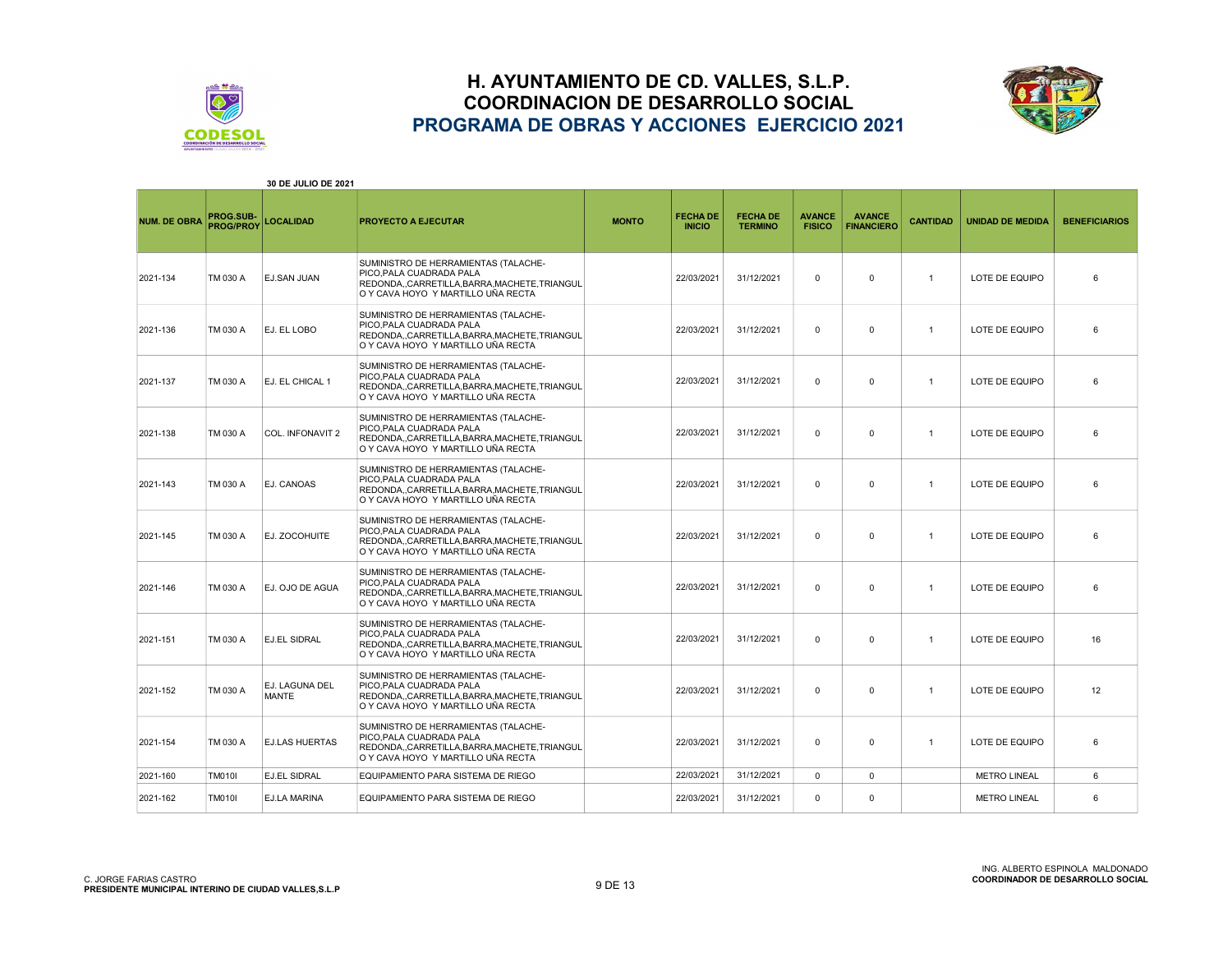# H. AYUNTAMIENTO DE CD. VALLES, S.L.P.
## COORDINACION DE DESARROLLO SOCIAL
## PROGRAMA DE OBRAS Y ACCIONES EJERCICIO 2021

**30 DE JULIO DE 2021**

| NUM. DE OBRA | PROG.SUB-PROG/PROY | LOCALIDAD | PROYECTO A EJECUTAR | MONTO | FECHA DE INICIO | FECHA DE TERMINO | AVANCE FISICO | AVANCE FINANCIERO | CANTIDAD | UNIDAD DE MEDIDA | BENEFICIARIOS |
|---|---|---|---|---|---|---|---|---|---|---|---|
| 2021-134 | TM 030 A | EJ.SAN JUAN | SUMINISTRO DE HERRAMIENTAS (TALACHE-PICO,PALA CUADRADA PALA REDONDA,,CARRETILLA,BARRA,MACHETE,TRIANGULO Y CAVA HOYO Y MARTILLO UÑA RECTA | | 22/03/2021 | 31/12/2021 | 0 | 0 | 1 | LOTE DE EQUIPO | 6 |
| 2021-136 | TM 030 A | EJ. EL LOBO | SUMINISTRO DE HERRAMIENTAS (TALACHE-PICO,PALA CUADRADA PALA REDONDA,,CARRETILLA,BARRA,MACHETE,TRIANGULO Y CAVA HOYO Y MARTILLO UÑA RECTA | | 22/03/2021 | 31/12/2021 | 0 | 0 | 1 | LOTE DE EQUIPO | 6 |
| 2021-137 | TM 030 A | EJ. EL CHICAL 1 | SUMINISTRO DE HERRAMIENTAS (TALACHE-PICO,PALA CUADRADA PALA REDONDA,,CARRETILLA,BARRA,MACHETE,TRIANGULO Y CAVA HOYO Y MARTILLO UÑA RECTA | | 22/03/2021 | 31/12/2021 | 0 | 0 | 1 | LOTE DE EQUIPO | 6 |
| 2021-138 | TM 030 A | COL. INFONAVIT 2 | SUMINISTRO DE HERRAMIENTAS (TALACHE-PICO,PALA CUADRADA PALA REDONDA,,CARRETILLA,BARRA,MACHETE,TRIANGULO Y CAVA HOYO Y MARTILLO UÑA RECTA | | 22/03/2021 | 31/12/2021 | 0 | 0 | 1 | LOTE DE EQUIPO | 6 |
| 2021-143 | TM 030 A | EJ. CANOAS | SUMINISTRO DE HERRAMIENTAS (TALACHE-PICO,PALA CUADRADA PALA REDONDA,,CARRETILLA,BARRA,MACHETE,TRIANGULO Y CAVA HOYO Y MARTILLO UÑA RECTA | | 22/03/2021 | 31/12/2021 | 0 | 0 | 1 | LOTE DE EQUIPO | 6 |
| 2021-145 | TM 030 A | EJ. ZOCOHUITE | SUMINISTRO DE HERRAMIENTAS (TALACHE-PICO,PALA CUADRADA PALA REDONDA,,CARRETILLA,BARRA,MACHETE,TRIANGULO Y CAVA HOYO Y MARTILLO UÑA RECTA | | 22/03/2021 | 31/12/2021 | 0 | 0 | 1 | LOTE DE EQUIPO | 6 |
| 2021-146 | TM 030 A | EJ. OJO DE AGUA | SUMINISTRO DE HERRAMIENTAS (TALACHE-PICO,PALA CUADRADA PALA REDONDA,,CARRETILLA,BARRA,MACHETE,TRIANGULO Y CAVA HOYO Y MARTILLO UÑA RECTA | | 22/03/2021 | 31/12/2021 | 0 | 0 | 1 | LOTE DE EQUIPO | 6 |
| 2021-151 | TM 030 A | EJ.EL SIDRAL | SUMINISTRO DE HERRAMIENTAS (TALACHE-PICO,PALA CUADRADA PALA REDONDA,,CARRETILLA,BARRA,MACHETE,TRIANGULO Y CAVA HOYO Y MARTILLO UÑA RECTA | | 22/03/2021 | 31/12/2021 | 0 | 0 | 1 | LOTE DE EQUIPO | 16 |
| 2021-152 | TM 030 A | EJ. LAGUNA DEL MANTE | SUMINISTRO DE HERRAMIENTAS (TALACHE-PICO,PALA CUADRADA PALA REDONDA,,CARRETILLA,BARRA,MACHETE,TRIANGULO Y CAVA HOYO Y MARTILLO UÑA RECTA | | 22/03/2021 | 31/12/2021 | 0 | 0 | 1 | LOTE DE EQUIPO | 12 |
| 2021-154 | TM 030 A | EJ.LAS HUERTAS | SUMINISTRO DE HERRAMIENTAS (TALACHE-PICO,PALA CUADRADA PALA REDONDA,,CARRETILLA,BARRA,MACHETE,TRIANGULO Y CAVA HOYO Y MARTILLO UÑA RECTA | | 22/03/2021 | 31/12/2021 | 0 | 0 | 1 | LOTE DE EQUIPO | 6 |
| 2021-160 | TM010I | EJ.EL SIDRAL | EQUIPAMIENTO PARA SISTEMA DE RIEGO | | 22/03/2021 | 31/12/2021 | 0 | 0 | | METRO LINEAL | 6 |
| 2021-162 | TM010I | EJ.LA MARINA | EQUIPAMIENTO PARA SISTEMA DE RIEGO | | 22/03/2021 | 31/12/2021 | 0 | 0 | | METRO LINEAL | 6 |

C. JORGE FARIAS CASTRO
**PRESIDENTE MUNICIPAL INTERINO DE CIUDAD VALLES,S.L.P**

ING. ALBERTO ESPINOLA MALDONADO
**COORDINADOR DE DESARROLLO SOCIAL**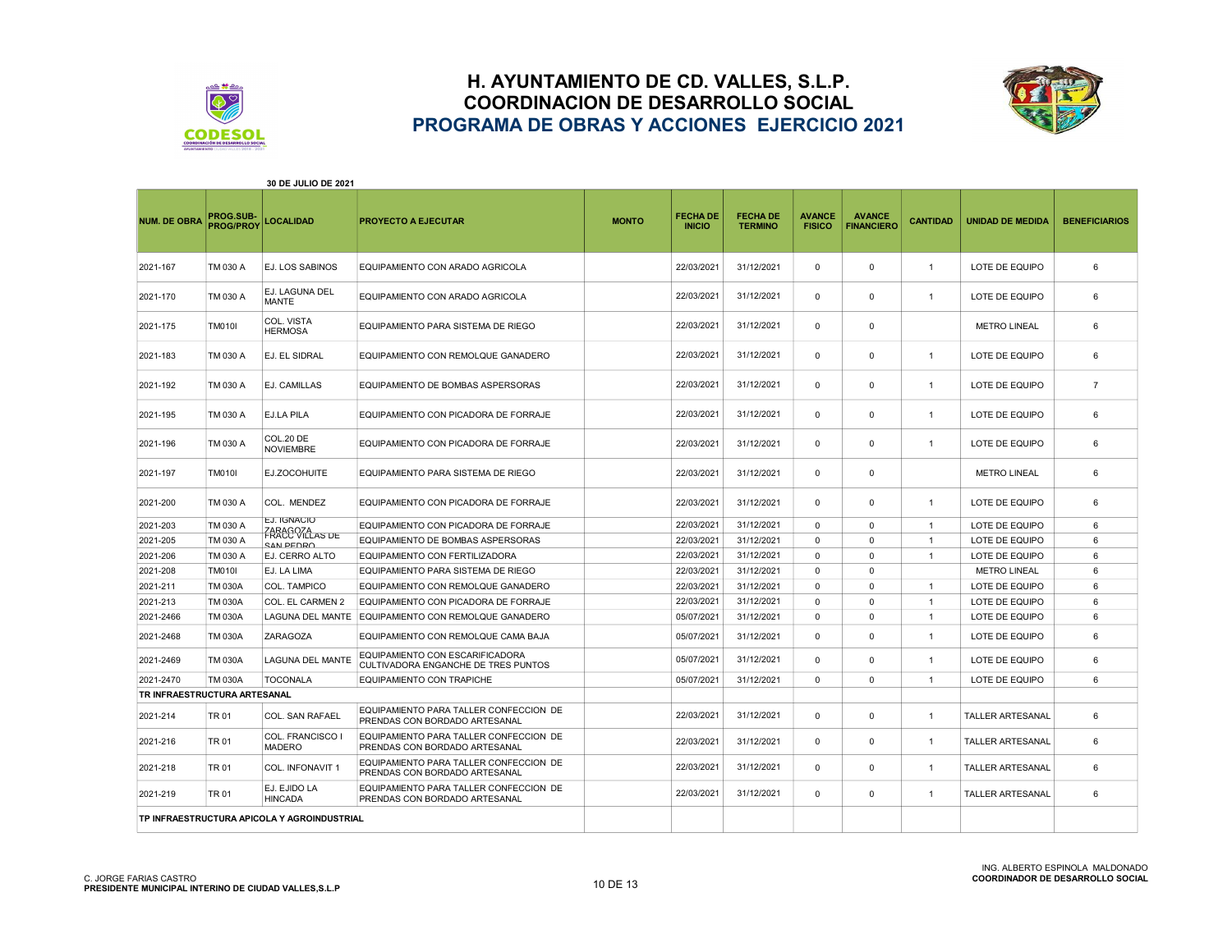# H. AYUNTAMIENTO DE CD. VALLES, S.L.P.
## COORDINACION DE DESARROLLO SOCIAL
## PROGRAMA DE OBRAS Y ACCIONES EJERCICIO 2021

**30 DE JULIO DE 2021**

| NUM. DE OBRA | PROG.SUB-PROG/PROY | LOCALIDAD | PROYECTO A EJECUTAR | MONTO | FECHA DE INICIO | FECHA DE TERMINO | AVANCE FISICO | AVANCE FINANCIERO | CANTIDAD | UNIDAD DE MEDIDA | BENEFICIARIOS |
|---|---|---|---|---|---|---|---|---|---|---|---|
| 2021-167 | TM 030 A | EJ. LOS SABINOS | EQUIPAMIENTO CON ARADO AGRICOLA | | 22/03/2021 | 31/12/2021 | 0 | 0 | 1 | LOTE DE EQUIPO | 6 |
| 2021-170 | TM 030 A | EJ. LAGUNA DEL MANTE | EQUIPAMIENTO CON ARADO AGRICOLA | | 22/03/2021 | 31/12/2021 | 0 | 0 | 1 | LOTE DE EQUIPO | 6 |
| 2021-175 | TM010I | COL. VISTA HERMOSA | EQUIPAMIENTO PARA SISTEMA DE RIEGO | | 22/03/2021 | 31/12/2021 | 0 | 0 | | METRO LINEAL | 6 |
| 2021-183 | TM 030 A | EJ. EL SIDRAL | EQUIPAMIENTO CON REMOLQUE GANADERO | | 22/03/2021 | 31/12/2021 | 0 | 0 | 1 | LOTE DE EQUIPO | 6 |
| 2021-192 | TM 030 A | EJ. CAMILLAS | EQUIPAMIENTO DE BOMBAS ASPERSORAS | | 22/03/2021 | 31/12/2021 | 0 | 0 | 1 | LOTE DE EQUIPO | 7 |
| 2021-195 | TM 030 A | EJ.LA PILA | EQUIPAMIENTO CON PICADORA DE FORRAJE | | 22/03/2021 | 31/12/2021 | 0 | 0 | 1 | LOTE DE EQUIPO | 6 |
| 2021-196 | TM 030 A | COL.20 DE NOVIEMBRE | EQUIPAMIENTO CON PICADORA DE FORRAJE | | 22/03/2021 | 31/12/2021 | 0 | 0 | 1 | LOTE DE EQUIPO | 6 |
| 2021-197 | TM010I | EJ.ZOCOHUITE | EQUIPAMIENTO PARA SISTEMA DE RIEGO | | 22/03/2021 | 31/12/2021 | 0 | 0 | | METRO LINEAL | 6 |
| 2021-200 | TM 030 A | COL. MENDEZ | EQUIPAMIENTO CON PICADORA DE FORRAJE | | 22/03/2021 | 31/12/2021 | 0 | 0 | 1 | LOTE DE EQUIPO | 6 |
| 2021-203 | TM 030 A | EJ. IGNACIO ZARAGOZA | EQUIPAMIENTO CON PICADORA DE FORRAJE | | 22/03/2021 | 31/12/2021 | 0 | 0 | 1 | LOTE DE EQUIPO | 6 |
| 2021-205 | TM 030 A | FRACC VILLAS DE SAN PEDRO | EQUIPAMIENTO DE BOMBAS ASPERSORAS | | 22/03/2021 | 31/12/2021 | 0 | 0 | 1 | LOTE DE EQUIPO | 6 |
| 2021-206 | TM 030 A | EJ. CERRO ALTO | EQUIPAMIENTO CON FERTILIZADORA | | 22/03/2021 | 31/12/2021 | 0 | 0 | 1 | LOTE DE EQUIPO | 6 |
| 2021-208 | TM010I | EJ. LA LIMA | EQUIPAMIENTO PARA SISTEMA DE RIEGO | | 22/03/2021 | 31/12/2021 | 0 | 0 | | METRO LINEAL | 6 |
| 2021-211 | TM 030A | COL. TAMPICO | EQUIPAMIENTO CON REMOLQUE GANADERO | | 22/03/2021 | 31/12/2021 | 0 | 0 | 1 | LOTE DE EQUIPO | 6 |
| 2021-213 | TM 030A | COL. EL CARMEN 2 | EQUIPAMIENTO CON PICADORA DE FORRAJE | | 22/03/2021 | 31/12/2021 | 0 | 0 | 1 | LOTE DE EQUIPO | 6 |
| 2021-2466 | TM 030A | LAGUNA DEL MANTE | EQUIPAMIENTO CON REMOLQUE GANADERO | | 05/07/2021 | 31/12/2021 | 0 | 0 | 1 | LOTE DE EQUIPO | 6 |
| 2021-2468 | TM 030A | ZARAGOZA | EQUIPAMIENTO CON REMOLQUE CAMA BAJA | | 05/07/2021 | 31/12/2021 | 0 | 0 | 1 | LOTE DE EQUIPO | 6 |
| 2021-2469 | TM 030A | LAGUNA DEL MANTE | EQUIPAMIENTO CON ESCARIFICADORA CULTIVADORA ENGANCHE DE TRES PUNTOS | | 05/07/2021 | 31/12/2021 | 0 | 0 | 1 | LOTE DE EQUIPO | 6 |
| 2021-2470 | TM 030A | TOCONALA | EQUIPAMIENTO CON TRAPICHE | | 05/07/2021 | 31/12/2021 | 0 | 0 | 1 | LOTE DE EQUIPO | 6 |
| **TR INFRAESTRUCTURA ARTESANAL** | | | | | | | | | | | |
| 2021-214 | TR 01 | COL. SAN RAFAEL | EQUIPAMIENTO PARA TALLER CONFECCION DE PRENDAS CON BORDADO ARTESANAL | | 22/03/2021 | 31/12/2021 | 0 | 0 | 1 | TALLER ARTESANAL | 6 |
| 2021-216 | TR 01 | COL. FRANCISCO I MADERO | EQUIPAMIENTO PARA TALLER CONFECCION DE PRENDAS CON BORDADO ARTESANAL | | 22/03/2021 | 31/12/2021 | 0 | 0 | 1 | TALLER ARTESANAL | 6 |
| 2021-218 | TR 01 | COL. INFONAVIT 1 | EQUIPAMIENTO PARA TALLER CONFECCION DE PRENDAS CON BORDADO ARTESANAL | | 22/03/2021 | 31/12/2021 | 0 | 0 | 1 | TALLER ARTESANAL | 6 |
| 2021-219 | TR 01 | EJ. EJIDO LA HINCADA | EQUIPAMIENTO PARA TALLER CONFECCION DE PRENDAS CON BORDADO ARTESANAL | | 22/03/2021 | 31/12/2021 | 0 | 0 | 1 | TALLER ARTESANAL | 6 |
| **TP INFRAESTRUCTURA APICOLA Y AGROINDUSTRIAL** | | | | | | | | | | | |

C. JORGE FARIAS CASTRO
**PRESIDENTE MUNICIPAL INTERINO DE CIUDAD VALLES,S.L.P**

ING. ALBERTO ESPINOLA MALDONADO
**COORDINADOR DE DESARROLLO SOCIAL**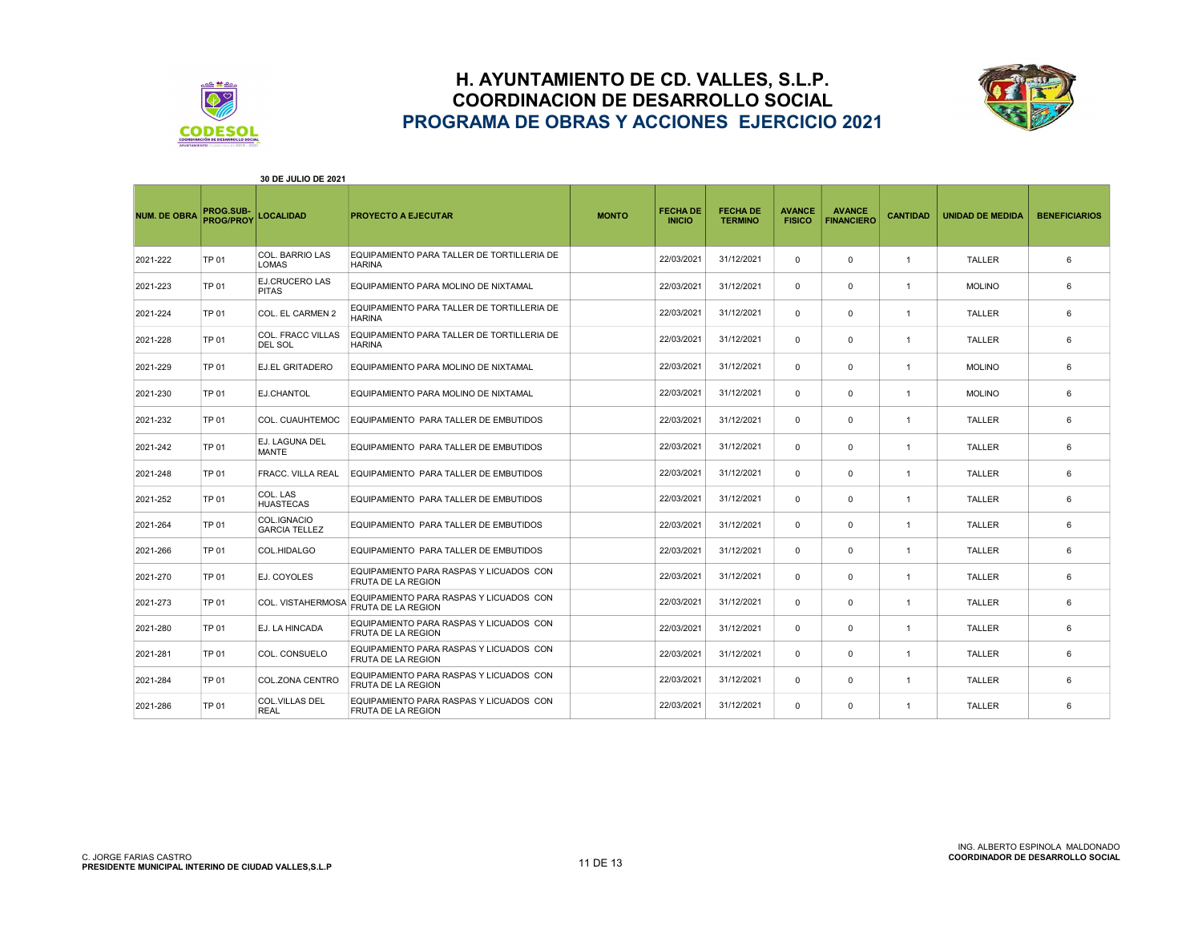# H. AYUNTAMIENTO DE CD. VALLES, S.L.P.
## COORDINACION DE DESARROLLO SOCIAL
## PROGRAMA DE OBRAS Y ACCIONES EJERCICIO 2021

**30 DE JULIO DE 2021**

| NUM. DE OBRA | PROG.SUB-PROG/PROY | LOCALIDAD | PROYECTO A EJECUTAR | MONTO | FECHA DE INICIO | FECHA DE TERMINO | AVANCE FISICO | AVANCE FINANCIERO | CANTIDAD | UNIDAD DE MEDIDA | BENEFICIARIOS |
|---|---|---|---|---|---|---|---|---|---|---|---|
| 2021-222 | TP 01 | COL. BARRIO LAS LOMAS | EQUIPAMIENTO PARA TALLER DE TORTILLERIA DE HARINA | | 22/03/2021 | 31/12/2021 | 0 | 0 | 1 | TALLER | 6 |
| 2021-223 | TP 01 | EJ.CRUCERO LAS PITAS | EQUIPAMIENTO PARA MOLINO DE NIXTAMAL | | 22/03/2021 | 31/12/2021 | 0 | 0 | 1 | MOLINO | 6 |
| 2021-224 | TP 01 | COL. EL CARMEN 2 | EQUIPAMIENTO PARA TALLER DE TORTILLERIA DE HARINA | | 22/03/2021 | 31/12/2021 | 0 | 0 | 1 | TALLER | 6 |
| 2021-228 | TP 01 | COL. FRACC VILLAS DEL SOL | EQUIPAMIENTO PARA TALLER DE TORTILLERIA DE HARINA | | 22/03/2021 | 31/12/2021 | 0 | 0 | 1 | TALLER | 6 |
| 2021-229 | TP 01 | EJ.EL GRITADERO | EQUIPAMIENTO PARA MOLINO DE NIXTAMAL | | 22/03/2021 | 31/12/2021 | 0 | 0 | 1 | MOLINO | 6 |
| 2021-230 | TP 01 | EJ.CHANTOL | EQUIPAMIENTO PARA MOLINO DE NIXTAMAL | | 22/03/2021 | 31/12/2021 | 0 | 0 | 1 | MOLINO | 6 |
| 2021-232 | TP 01 | COL. CUAUHTEMOC | EQUIPAMIENTO PARA TALLER DE EMBUTIDOS | | 22/03/2021 | 31/12/2021 | 0 | 0 | 1 | TALLER | 6 |
| 2021-242 | TP 01 | EJ. LAGUNA DEL MANTE | EQUIPAMIENTO PARA TALLER DE EMBUTIDOS | | 22/03/2021 | 31/12/2021 | 0 | 0 | 1 | TALLER | 6 |
| 2021-248 | TP 01 | FRACC. VILLA REAL | EQUIPAMIENTO PARA TALLER DE EMBUTIDOS | | 22/03/2021 | 31/12/2021 | 0 | 0 | 1 | TALLER | 6 |
| 2021-252 | TP 01 | COL. LAS HUASTECAS | EQUIPAMIENTO PARA TALLER DE EMBUTIDOS | | 22/03/2021 | 31/12/2021 | 0 | 0 | 1 | TALLER | 6 |
| 2021-264 | TP 01 | COL.IGNACIO GARCIA TELLEZ | EQUIPAMIENTO PARA TALLER DE EMBUTIDOS | | 22/03/2021 | 31/12/2021 | 0 | 0 | 1 | TALLER | 6 |
| 2021-266 | TP 01 | COL.HIDALGO | EQUIPAMIENTO PARA TALLER DE EMBUTIDOS | | 22/03/2021 | 31/12/2021 | 0 | 0 | 1 | TALLER | 6 |
| 2021-270 | TP 01 | EJ. COYOLES | EQUIPAMIENTO PARA RASPAS Y LICUADOS CON FRUTA DE LA REGION | | 22/03/2021 | 31/12/2021 | 0 | 0 | 1 | TALLER | 6 |
| 2021-273 | TP 01 | COL. VISTAHERMOSA | EQUIPAMIENTO PARA RASPAS Y LICUADOS CON FRUTA DE LA REGION | | 22/03/2021 | 31/12/2021 | 0 | 0 | 1 | TALLER | 6 |
| 2021-280 | TP 01 | EJ. LA HINCADA | EQUIPAMIENTO PARA RASPAS Y LICUADOS CON FRUTA DE LA REGION | | 22/03/2021 | 31/12/2021 | 0 | 0 | 1 | TALLER | 6 |
| 2021-281 | TP 01 | COL. CONSUELO | EQUIPAMIENTO PARA RASPAS Y LICUADOS CON FRUTA DE LA REGION | | 22/03/2021 | 31/12/2021 | 0 | 0 | 1 | TALLER | 6 |
| 2021-284 | TP 01 | COL.ZONA CENTRO | EQUIPAMIENTO PARA RASPAS Y LICUADOS CON FRUTA DE LA REGION | | 22/03/2021 | 31/12/2021 | 0 | 0 | 1 | TALLER | 6 |
| 2021-286 | TP 01 | COL.VILLAS DEL REAL | EQUIPAMIENTO PARA RASPAS Y LICUADOS CON FRUTA DE LA REGION | | 22/03/2021 | 31/12/2021 | 0 | 0 | 1 | TALLER | 6 |

C. JORGE FARIAS CASTRO
**PRESIDENTE MUNICIPAL INTERINO DE CIUDAD VALLES,S.L.P**

ING. ALBERTO ESPINOLA MALDONADO
**COORDINADOR DE DESARROLLO SOCIAL**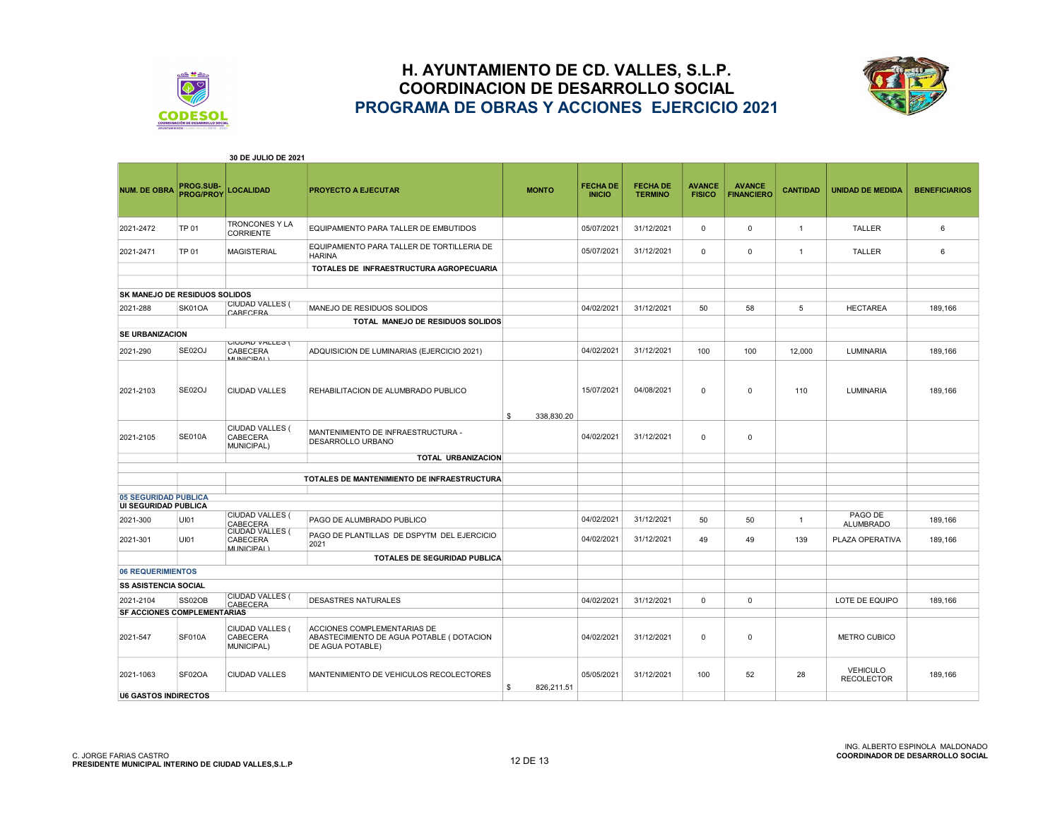# H. AYUNTAMIENTO DE CD. VALLES, S.L.P.
## COORDINACION DE DESARROLLO SOCIAL
## PROGRAMA DE OBRAS Y ACCIONES EJERCICIO 2021

**30 DE JULIO DE 2021**

| NUM. DE OBRA | PROG.SUB-PROG/PROY | LOCALIDAD | PROYECTO A EJECUTAR | MONTO | FECHA DE INICIO | FECHA DE TERMINO | AVANCE FISICO | AVANCE FINANCIERO | CANTIDAD | UNIDAD DE MEDIDA | BENEFICIARIOS |
|---|---|---|---|---|---|---|---|---|---|---|---|
| 2021-2472 | TP 01 | TRONCONES Y LA CORRIENTE | EQUIPAMIENTO PARA TALLER DE EMBUTIDOS | | 05/07/2021 | 31/12/2021 | 0 | 0 | 1 | TALLER | 6 |
| 2021-2471 | TP 01 | MAGISTERIAL | EQUIPAMIENTO PARA TALLER DE TORTILLERIA DE HARINA | | 05/07/2021 | 31/12/2021 | 0 | 0 | 1 | TALLER | 6 |
| | | | **TOTALES DE INFRAESTRUCTURA AGROPECUARIA** | | | | | | | | |
| **SK MANEJO DE RESIDUOS SOLIDOS** | | | | | | | | | | | |
| 2021-288 | SK01OA | CIUDAD VALLES ( CABECERA | MANEJO DE RESIDUOS SOLIDOS | | 04/02/2021 | 31/12/2021 | 50 | 58 | 5 | HECTAREA | 189,166 |
| | | | **TOTAL MANEJO DE RESIDUOS SOLIDOS** | | | | | | | | |
| **SE URBANIZACION** | | | | | | | | | | | |
| 2021-290 | SE02OJ | CIUDAD VALLES ( CABECERA MUNICIPAL) | ADQUISICION DE LUMINARIAS (EJERCICIO 2021) | | 04/02/2021 | 31/12/2021 | 100 | 100 | 12,000 | LUMINARIA | 189,166 |
| 2021-2103 | SE02OJ | CIUDAD VALLES | REHABILITACION DE ALUMBRADO PUBLICO | $ 338,830.20 | 15/07/2021 | 04/08/2021 | 0 | 0 | 110 | LUMINARIA | 189,166 |
| 2021-2105 | SE010A | CIUDAD VALLES ( CABECERA MUNICIPAL) | MANTENIMIENTO DE INFRAESTRUCTURA - DESARROLLO URBANO | | 04/02/2021 | 31/12/2021 | 0 | 0 | | | |
| | | | **TOTAL URBANIZACION** | | | | | | | | |
| | | | **TOTALES DE MANTENIMIENTO DE INFRAESTRUCTURA** | | | | | | | | |
| **05 SEGURIDAD PUBLICA** | | | | | | | | | | | |
| **UI SEGURIDAD PUBLICA** | | | | | | | | | | | |
| 2021-300 | UI01 | CIUDAD VALLES ( CABECERA | PAGO DE ALUMBRADO PUBLICO | | 04/02/2021 | 31/12/2021 | 50 | 50 | 1 | PAGO DE ALUMBRADO | 189,166 |
| 2021-301 | UI01 | CIUDAD VALLES ( CABECERA MUNICIPAL) | PAGO DE PLANTILLAS DE DSPYTM DEL EJERCICIO 2021 | | 04/02/2021 | 31/12/2021 | 49 | 49 | 139 | PLAZA OPERATIVA | 189,166 |
| | | | **TOTALES DE SEGURIDAD PUBLICA** | | | | | | | | |
| **06 REQUERIMIENTOS** | | | | | | | | | | | |
| **SS ASISTENCIA SOCIAL** | | | | | | | | | | | |
| 2021-2104 | SS02OB | CIUDAD VALLES ( CABECERA | DESASTRES NATURALES | | 04/02/2021 | 31/12/2021 | 0 | 0 | | LOTE DE EQUIPO | 189,166 |
| **SF ACCIONES COMPLEMENTARIAS** | | | | | | | | | | | |
| 2021-547 | SF010A | CIUDAD VALLES ( CABECERA MUNICIPAL) | ACCIONES COMPLEMENTARIAS DE ABASTECIMIENTO DE AGUA POTABLE ( DOTACION DE AGUA POTABLE) | | 04/02/2021 | 31/12/2021 | 0 | 0 | | METRO CUBICO | |
| 2021-1063 | SF02OA | CIUDAD VALLES | MANTENIMIENTO DE VEHICULOS RECOLECTORES | $ 826,211.51 | 05/05/2021 | 31/12/2021 | 100 | 52 | 28 | VEHICULO RECOLECTOR | 189,166 |
| **U6 GASTOS INDIRECTOS** | | | | | | | | | | | |

C. JORGE FARIAS CASTRO
**PRESIDENTE MUNICIPAL INTERINO DE CIUDAD VALLES,S.L.P**

ING. ALBERTO ESPINOLA MALDONADO
**COORDINADOR DE DESARROLLO SOCIAL**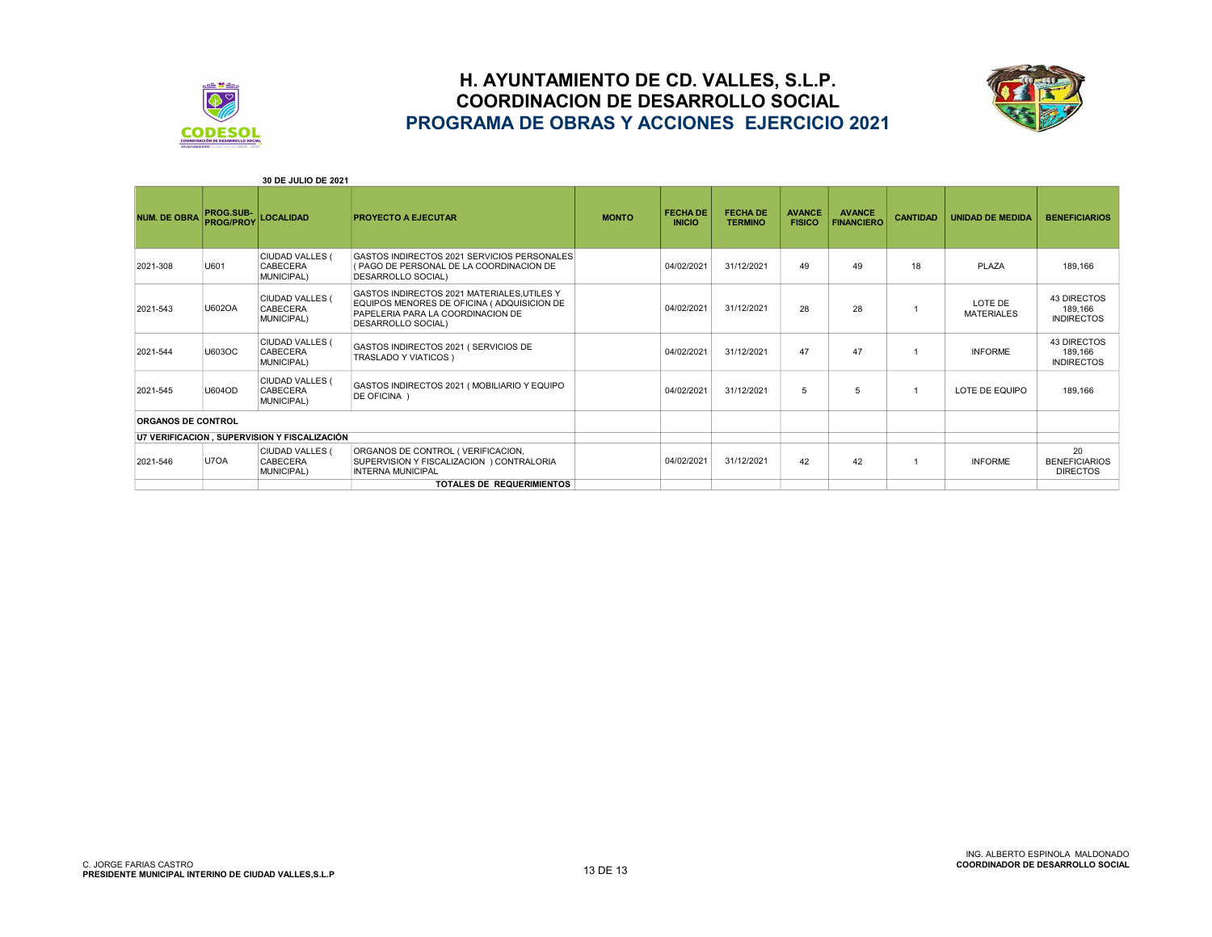# H. AYUNTAMIENTO DE CD. VALLES, S.L.P.
## COORDINACION DE DESARROLLO SOCIAL
## PROGRAMA DE OBRAS Y ACCIONES EJERCICIO 2021

**30 DE JULIO DE 2021**

| NUM. DE OBRA | PROG.SUB-PROG/PROY | LOCALIDAD | PROYECTO A EJECUTAR | MONTO | FECHA DE INICIO | FECHA DE TERMINO | AVANCE FISICO | AVANCE FINANCIERO | CANTIDAD | UNIDAD DE MEDIDA | BENEFICIARIOS |
|---|---|---|---|---|---|---|---|---|---|---|---|
| 2021-308 | U601 | CIUDAD VALLES ( CABECERA MUNICIPAL) | GASTOS INDIRECTOS 2021 SERVICIOS PERSONALES ( PAGO DE PERSONAL DE LA COORDINACION DE DESARROLLO SOCIAL) | | 04/02/2021 | 31/12/2021 | 49 | 49 | 18 | PLAZA | 189,166 |
| 2021-543 | U602OA | CIUDAD VALLES ( CABECERA MUNICIPAL) | GASTOS INDIRECTOS 2021 MATERIALES,UTILES Y EQUIPOS MENORES DE OFICINA ( ADQUISICION DE PAPELERIA PARA LA COORDINACION DE DESARROLLO SOCIAL) | | 04/02/2021 | 31/12/2021 | 28 | 28 | 1 | LOTE DE MATERIALES | 43 DIRECTOS 189,166 INDIRECTOS |
| 2021-544 | U603OC | CIUDAD VALLES ( CABECERA MUNICIPAL) | GASTOS INDIRECTOS 2021 ( SERVICIOS DE TRASLADO Y VIATICOS ) | | 04/02/2021 | 31/12/2021 | 47 | 47 | 1 | INFORME | 43 DIRECTOS 189,166 INDIRECTOS |
| 2021-545 | U604OD | CIUDAD VALLES ( CABECERA MUNICIPAL) | GASTOS INDIRECTOS 2021 ( MOBILIARIO Y EQUIPO DE OFICINA ) | | 04/02/2021 | 31/12/2021 | 5 | 5 | 1 | LOTE DE EQUIPO | 189,166 |
| **ORGANOS DE CONTROL** | | | | | | | | | | | |
| **U7 VERIFICACION , SUPERVISION Y FISCALIZACIÓN** | | | | | | | | | | | |
| 2021-546 | U7OA | CIUDAD VALLES ( CABECERA MUNICIPAL) | ORGANOS DE CONTROL ( VERIFICACION, SUPERVISION Y FISCALIZACION ) CONTRALORIA INTERNA MUNICIPAL | | 04/02/2021 | 31/12/2021 | 42 | 42 | 1 | INFORME | 20 BENEFICIARIOS DIRECTOS |
| | | | **TOTALES DE REQUERIMIENTOS** | | | | | | | | |

C. JORGE FARIAS CASTRO
**PRESIDENTE MUNICIPAL INTERINO DE CIUDAD VALLES,S.L.P**

ING. ALBERTO ESPINOLA MALDONADO
**COORDINADOR DE DESARROLLO SOCIAL**